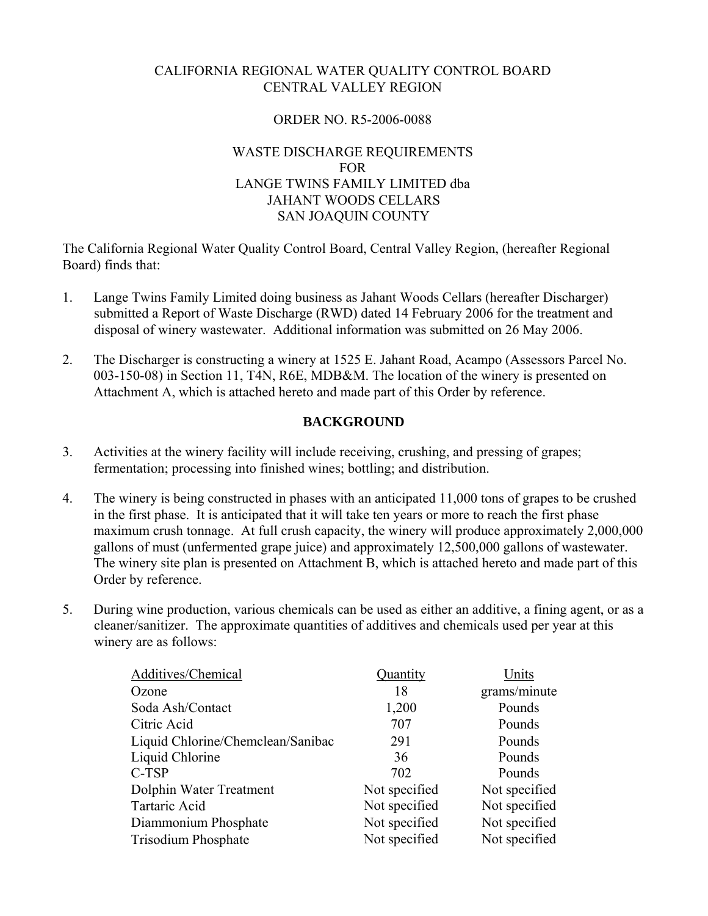CALIFORNIA REGIONAL WATER QUALITY CONTROL BOARD
CENTRAL VALLEY REGION

ORDER NO. R5-2006-0088

WASTE DISCHARGE REQUIREMENTS
FOR
LANGE TWINS FAMILY LIMITED dba
JAHANT WOODS CELLARS
SAN JOAQUIN COUNTY

The California Regional Water Quality Control Board, Central Valley Region, (hereafter Regional Board) finds that:

1. Lange Twins Family Limited doing business as Jahant Woods Cellars (hereafter Discharger) submitted a Report of Waste Discharge (RWD) dated 14 February 2006 for the treatment and disposal of winery wastewater. Additional information was submitted on 26 May 2006.

2. The Discharger is constructing a winery at 1525 E. Jahant Road, Acampo (Assessors Parcel No. 003-150-08) in Section 11, T4N, R6E, MDB&M. The location of the winery is presented on Attachment A, which is attached hereto and made part of this Order by reference.

**BACKGROUND**

3. Activities at the winery facility will include receiving, crushing, and pressing of grapes; fermentation; processing into finished wines; bottling; and distribution.

4. The winery is being constructed in phases with an anticipated 11,000 tons of grapes to be crushed in the first phase. It is anticipated that it will take ten years or more to reach the first phase maximum crush tonnage. At full crush capacity, the winery will produce approximately 2,000,000 gallons of must (unfermented grape juice) and approximately 12,500,000 gallons of wastewater. The winery site plan is presented on Attachment B, which is attached hereto and made part of this Order by reference.

5. During wine production, various chemicals can be used as either an additive, a fining agent, or as a cleaner/sanitizer. The approximate quantities of additives and chemicals used per year at this winery are as follows:

| Additives/Chemical | Quantity | Units |
|---|---|---|
| Ozone | 18 | grams/minute |
| Soda Ash/Contact | 1,200 | Pounds |
| Citric Acid | 707 | Pounds |
| Liquid Chlorine/Chemclean/Sanibac | 291 | Pounds |
| Liquid Chlorine | 36 | Pounds |
| C-TSP | 702 | Pounds |
| Dolphin Water Treatment | Not specified | Not specified |
| Tartaric Acid | Not specified | Not specified |
| Diammonium Phosphate | Not specified | Not specified |
| Trisodium Phosphate | Not specified | Not specified |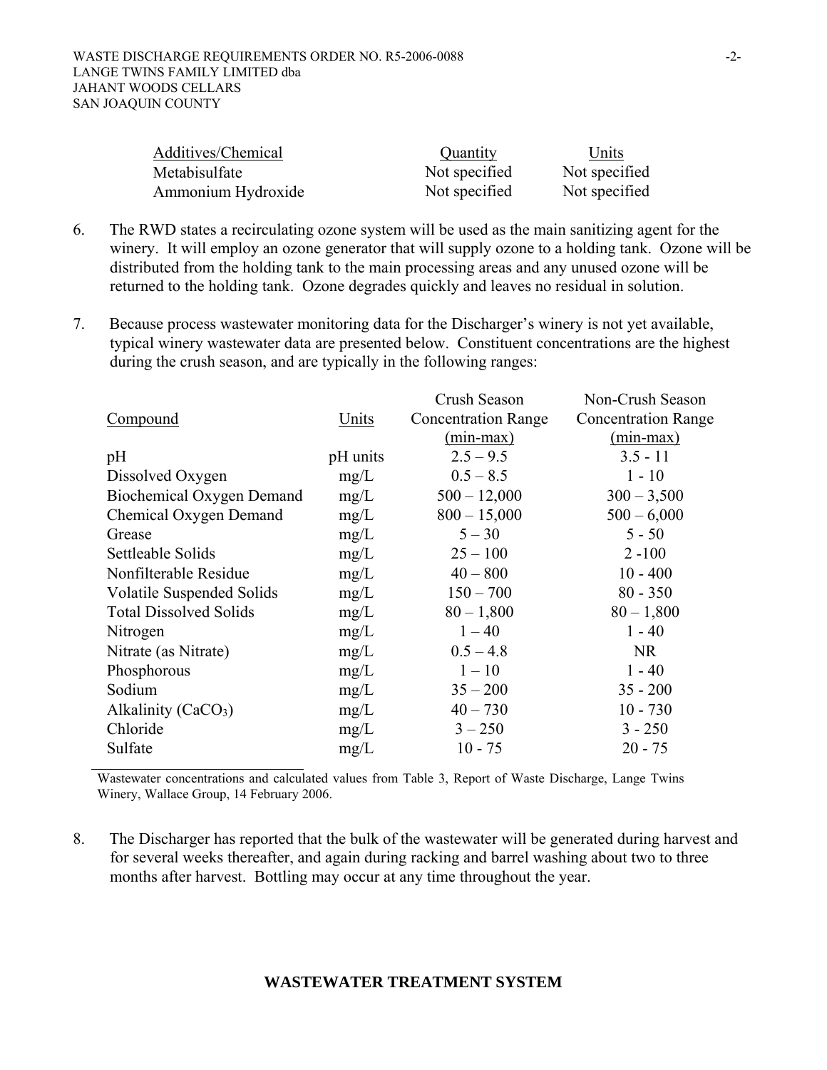| Additives/Chemical | Quantity | Units |
|---|---|---|
| Metabisulfate | Not specified | Not specified |
| Ammonium Hydroxide | Not specified | Not specified |

6. The RWD states a recirculating ozone system will be used as the main sanitizing agent for the winery. It will employ an ozone generator that will supply ozone to a holding tank. Ozone will be distributed from the holding tank to the main processing areas and any unused ozone will be returned to the holding tank. Ozone degrades quickly and leaves no residual in solution.

7. Because process wastewater monitoring data for the Discharger's winery is not yet available, typical winery wastewater data are presented below. Constituent concentrations are the highest during the crush season, and are typically in the following ranges:

| Compound | Units | Crush Season Concentration Range (min-max) | Non-Crush Season Concentration Range (min-max) |
|---|---|---|---|
| pH | pH units | 2.5 – 9.5 | 3.5 - 11 |
| Dissolved Oxygen | mg/L | 0.5 – 8.5 | 1 - 10 |
| Biochemical Oxygen Demand | mg/L | 500 – 12,000 | 300 – 3,500 |
| Chemical Oxygen Demand | mg/L | 800 – 15,000 | 500 – 6,000 |
| Grease | mg/L | 5 – 30 | 5 - 50 |
| Settleable Solids | mg/L | 25 – 100 | 2 -100 |
| Nonfilterable Residue | mg/L | 40 – 800 | 10 - 400 |
| Volatile Suspended Solids | mg/L | 150 – 700 | 80 - 350 |
| Total Dissolved Solids | mg/L | 80 – 1,800 | 80 – 1,800 |
| Nitrogen | mg/L | 1 – 40 | 1 - 40 |
| Nitrate (as Nitrate) | mg/L | 0.5 – 4.8 | NR |
| Phosphorous | mg/L | 1 – 10 | 1 - 40 |
| Sodium | mg/L | 35 – 200 | 35 - 200 |
| Alkalinity ($CaCO_3$) | mg/L | 40 – 730 | 10 - 730 |
| Chloride | mg/L | 3 – 250 | 3 - 250 |
| Sulfate | mg/L | 10 - 75 | 20 - 75 |

Wastewater concentrations and calculated values from Table 3, Report of Waste Discharge, Lange Twins Winery, Wallace Group, 14 February 2006.

8. The Discharger has reported that the bulk of the wastewater will be generated during harvest and for several weeks thereafter, and again during racking and barrel washing about two to three months after harvest. Bottling may occur at any time throughout the year.

## WASTEWATER TREATMENT SYSTEM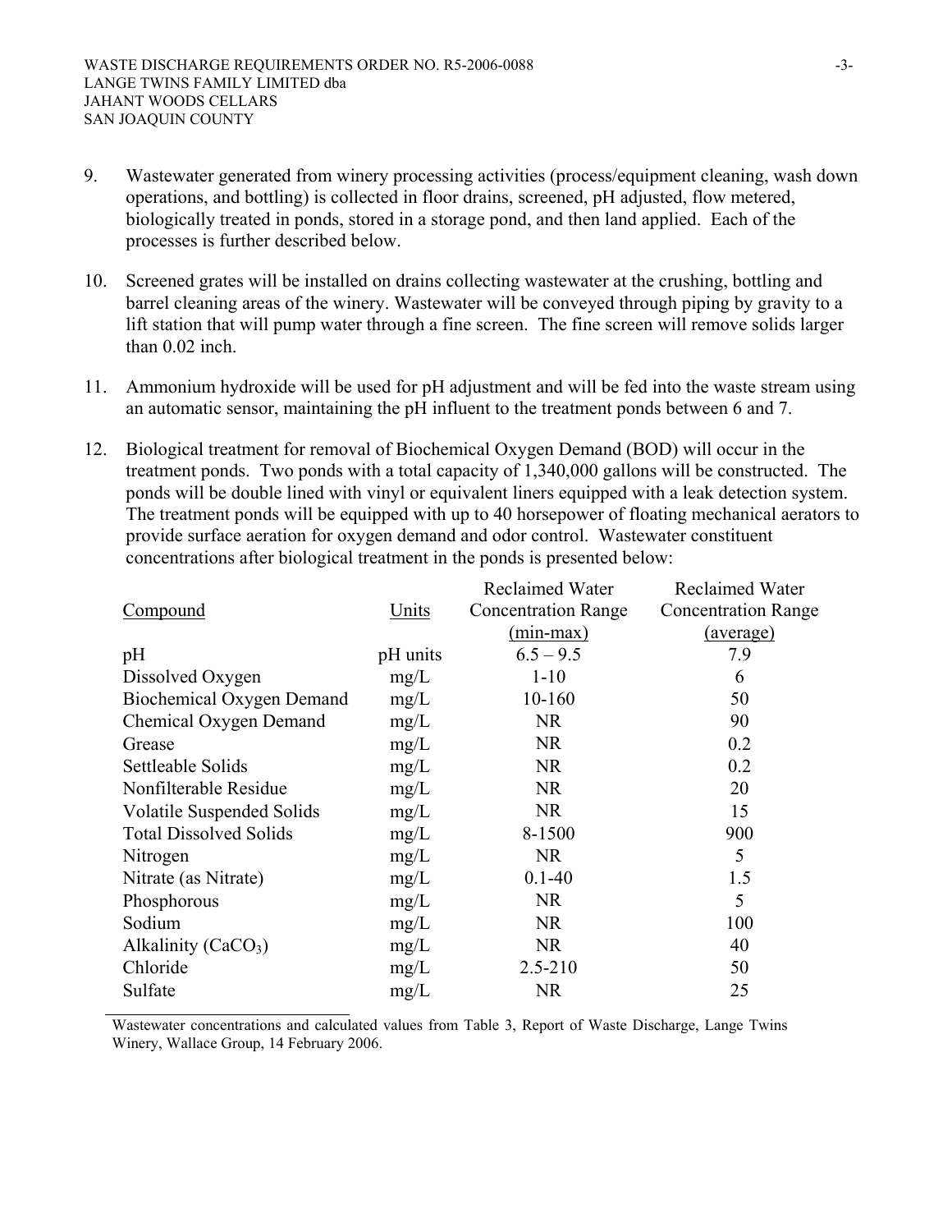9. Wastewater generated from winery processing activities (process/equipment cleaning, wash down operations, and bottling) is collected in floor drains, screened, pH adjusted, flow metered, biologically treated in ponds, stored in a storage pond, and then land applied. Each of the processes is further described below.

10. Screened grates will be installed on drains collecting wastewater at the crushing, bottling and barrel cleaning areas of the winery. Wastewater will be conveyed through piping by gravity to a lift station that will pump water through a fine screen. The fine screen will remove solids larger than 0.02 inch.

11. Ammonium hydroxide will be used for pH adjustment and will be fed into the waste stream using an automatic sensor, maintaining the pH influent to the treatment ponds between 6 and 7.

12. Biological treatment for removal of Biochemical Oxygen Demand (BOD) will occur in the treatment ponds. Two ponds with a total capacity of 1,340,000 gallons will be constructed. The ponds will be double lined with vinyl or equivalent liners equipped with a leak detection system. The treatment ponds will be equipped with up to 40 horsepower of floating mechanical aerators to provide surface aeration for oxygen demand and odor control. Wastewater constituent concentrations after biological treatment in the ponds is presented below:

| Compound | Units | Reclaimed Water Concentration Range (min-max) | Reclaimed Water Concentration Range (average) |
|---|---|---|---|
| pH | pH units | 6.5 – 9.5 | 7.9 |
| Dissolved Oxygen | mg/L | 1-10 | 6 |
| Biochemical Oxygen Demand | mg/L | 10-160 | 50 |
| Chemical Oxygen Demand | mg/L | NR | 90 |
| Grease | mg/L | NR | 0.2 |
| Settleable Solids | mg/L | NR | 0.2 |
| Nonfilterable Residue | mg/L | NR | 20 |
| Volatile Suspended Solids | mg/L | NR | 15 |
| Total Dissolved Solids | mg/L | 8-1500 | 900 |
| Nitrogen | mg/L | NR | 5 |
| Nitrate (as Nitrate) | mg/L | 0.1-40 | 1.5 |
| Phosphorous | mg/L | NR | 5 |
| Sodium | mg/L | NR | 100 |
| Alkalinity ($CaCO_3$) | mg/L | NR | 40 |
| Chloride | mg/L | 2.5-210 | 50 |
| Sulfate | mg/L | NR | 25 |

Wastewater concentrations and calculated values from Table 3, Report of Waste Discharge, Lange Twins Winery, Wallace Group, 14 February 2006.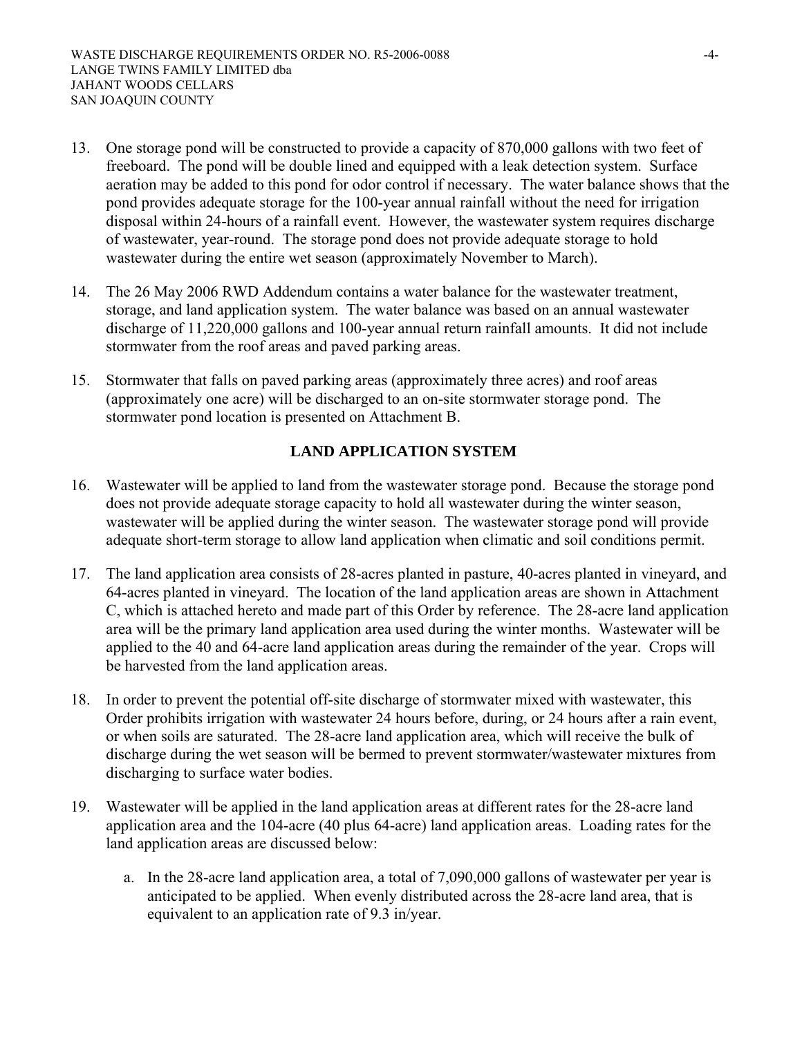13. One storage pond will be constructed to provide a capacity of 870,000 gallons with two feet of freeboard. The pond will be double lined and equipped with a leak detection system. Surface aeration may be added to this pond for odor control if necessary. The water balance shows that the pond provides adequate storage for the 100-year annual rainfall without the need for irrigation disposal within 24-hours of a rainfall event. However, the wastewater system requires discharge of wastewater, year-round. The storage pond does not provide adequate storage to hold wastewater during the entire wet season (approximately November to March).

14. The 26 May 2006 RWD Addendum contains a water balance for the wastewater treatment, storage, and land application system. The water balance was based on an annual wastewater discharge of 11,220,000 gallons and 100-year annual return rainfall amounts. It did not include stormwater from the roof areas and paved parking areas.

15. Stormwater that falls on paved parking areas (approximately three acres) and roof areas (approximately one acre) will be discharged to an on-site stormwater storage pond. The stormwater pond location is presented on Attachment B.

## LAND APPLICATION SYSTEM

16. Wastewater will be applied to land from the wastewater storage pond. Because the storage pond does not provide adequate storage capacity to hold all wastewater during the winter season, wastewater will be applied during the winter season. The wastewater storage pond will provide adequate short-term storage to allow land application when climatic and soil conditions permit.

17. The land application area consists of 28-acres planted in pasture, 40-acres planted in vineyard, and 64-acres planted in vineyard. The location of the land application areas are shown in Attachment C, which is attached hereto and made part of this Order by reference. The 28-acre land application area will be the primary land application area used during the winter months. Wastewater will be applied to the 40 and 64-acre land application areas during the remainder of the year. Crops will be harvested from the land application areas.

18. In order to prevent the potential off-site discharge of stormwater mixed with wastewater, this Order prohibits irrigation with wastewater 24 hours before, during, or 24 hours after a rain event, or when soils are saturated. The 28-acre land application area, which will receive the bulk of discharge during the wet season will be bermed to prevent stormwater/wastewater mixtures from discharging to surface water bodies.

19. Wastewater will be applied in the land application areas at different rates for the 28-acre land application area and the 104-acre (40 plus 64-acre) land application areas. Loading rates for the land application areas are discussed below:

    a. In the 28-acre land application area, a total of 7,090,000 gallons of wastewater per year is anticipated to be applied. When evenly distributed across the 28-acre land area, that is equivalent to an application rate of 9.3 in/year.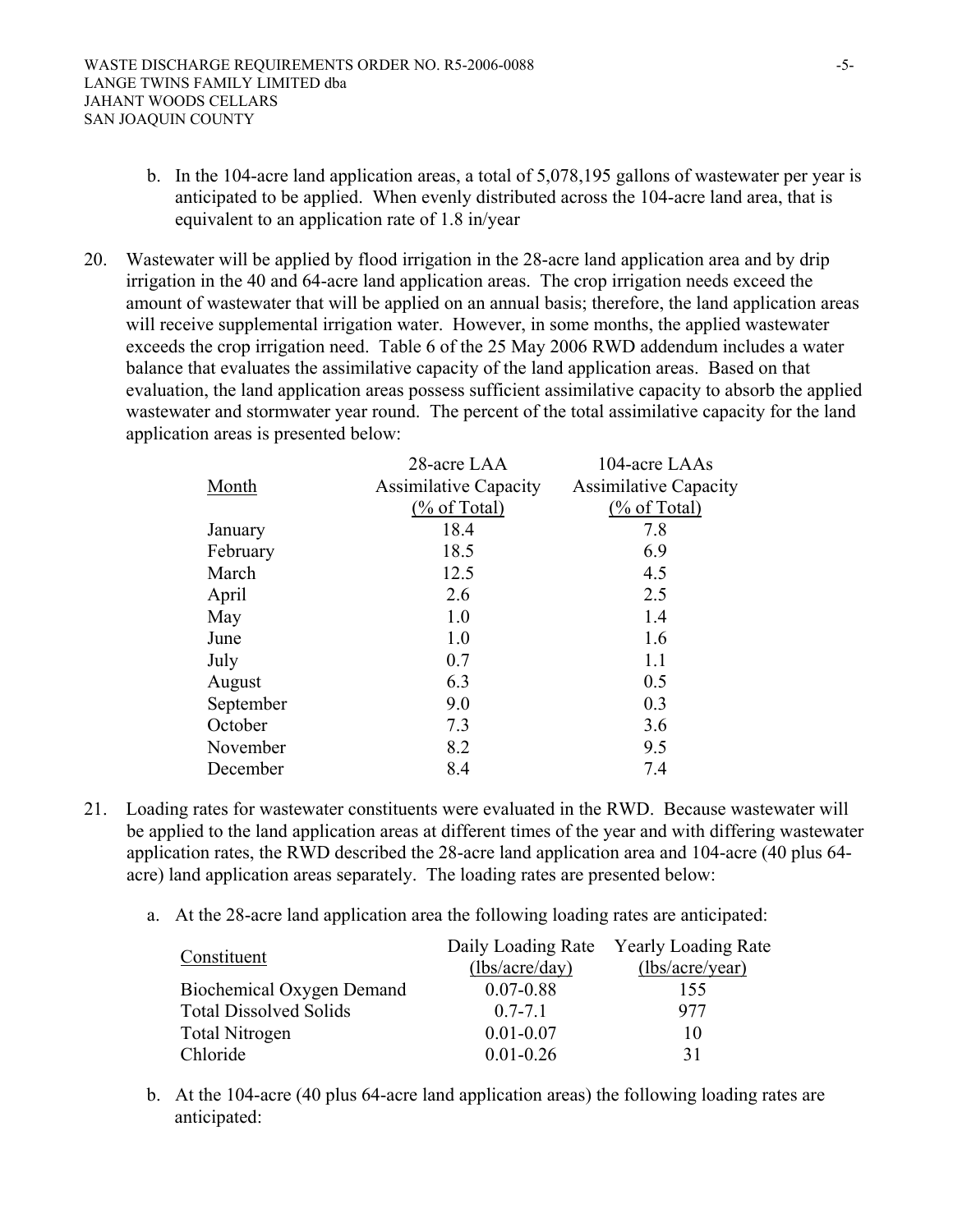b. In the 104-acre land application areas, a total of 5,078,195 gallons of wastewater per year is anticipated to be applied. When evenly distributed across the 104-acre land area, that is equivalent to an application rate of 1.8 in/year

20. Wastewater will be applied by flood irrigation in the 28-acre land application area and by drip irrigation in the 40 and 64-acre land application areas. The crop irrigation needs exceed the amount of wastewater that will be applied on an annual basis; therefore, the land application areas will receive supplemental irrigation water. However, in some months, the applied wastewater exceeds the crop irrigation need. Table 6 of the 25 May 2006 RWD addendum includes a water balance that evaluates the assimilative capacity of the land application areas. Based on that evaluation, the land application areas possess sufficient assimilative capacity to absorb the applied wastewater and stormwater year round. The percent of the total assimilative capacity for the land application areas is presented below:

| Month | 28-acre LAA Assimilative Capacity (% of Total) | 104-acre LAAs Assimilative Capacity (% of Total) |
|---|---|---|
| January | 18.4 | 7.8 |
| February | 18.5 | 6.9 |
| March | 12.5 | 4.5 |
| April | 2.6 | 2.5 |
| May | 1.0 | 1.4 |
| June | 1.0 | 1.6 |
| July | 0.7 | 1.1 |
| August | 6.3 | 0.5 |
| September | 9.0 | 0.3 |
| October | 7.3 | 3.6 |
| November | 8.2 | 9.5 |
| December | 8.4 | 7.4 |

21. Loading rates for wastewater constituents were evaluated in the RWD. Because wastewater will be applied to the land application areas at different times of the year and with differing wastewater application rates, the RWD described the 28-acre land application area and 104-acre (40 plus 64-acre) land application areas separately. The loading rates are presented below:

    a. At the 28-acre land application area the following loading rates are anticipated:

| Constituent | Daily Loading Rate (lbs/acre/day) | Yearly Loading Rate (lbs/acre/year) |
|---|---|---|
| Biochemical Oxygen Demand | 0.07-0.88 | 155 |
| Total Dissolved Solids | 0.7-7.1 | 977 |
| Total Nitrogen | 0.01-0.07 | 10 |
| Chloride | 0.01-0.26 | 31 |

    b. At the 104-acre (40 plus 64-acre land application areas) the following loading rates are anticipated: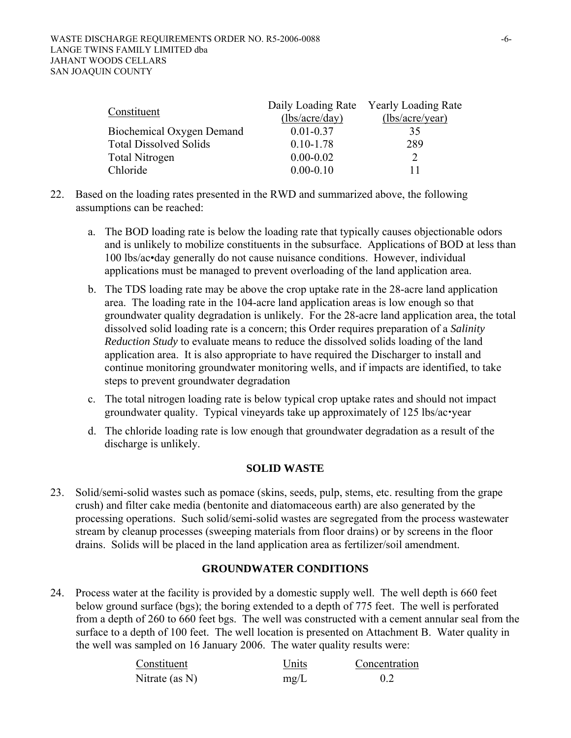| Constituent | Daily Loading Rate (lbs/acre/day) | Yearly Loading Rate (lbs/acre/year) |
|---|---|---|
| Biochemical Oxygen Demand | 0.01-0.37 | 35 |
| Total Dissolved Solids | 0.10-1.78 | 289 |
| Total Nitrogen | 0.00-0.02 | 2 |
| Chloride | 0.00-0.10 | 11 |

22. Based on the loading rates presented in the RWD and summarized above, the following assumptions can be reached:

    a. The BOD loading rate is below the loading rate that typically causes objectionable odors and is unlikely to mobilize constituents in the subsurface. Applications of BOD at less than 100 lbs/ac•day generally do not cause nuisance conditions. However, individual applications must be managed to prevent overloading of the land application area.

    b. The TDS loading rate may be above the crop uptake rate in the 28-acre land application area. The loading rate in the 104-acre land application areas is low enough so that groundwater quality degradation is unlikely. For the 28-acre land application area, the total dissolved solid loading rate is a concern; this Order requires preparation of a *Salinity Reduction Study* to evaluate means to reduce the dissolved solids loading of the land application area. It is also appropriate to have required the Discharger to install and continue monitoring groundwater monitoring wells, and if impacts are identified, to take steps to prevent groundwater degradation

    c. The total nitrogen loading rate is below typical crop uptake rates and should not impact groundwater quality. Typical vineyards take up approximately of 125 lbs/ac•year

    d. The chloride loading rate is low enough that groundwater degradation as a result of the discharge is unlikely.

## SOLID WASTE

23. Solid/semi-solid wastes such as pomace (skins, seeds, pulp, stems, etc. resulting from the grape crush) and filter cake media (bentonite and diatomaceous earth) are also generated by the processing operations. Such solid/semi-solid wastes are segregated from the process wastewater stream by cleanup processes (sweeping materials from floor drains) or by screens in the floor drains. Solids will be placed in the land application area as fertilizer/soil amendment.

## GROUNDWATER CONDITIONS

24. Process water at the facility is provided by a domestic supply well. The well depth is 660 feet below ground surface (bgs); the boring extended to a depth of 775 feet. The well is perforated from a depth of 260 to 660 feet bgs. The well was constructed with a cement annular seal from the surface to a depth of 100 feet. The well location is presented on Attachment B. Water quality in the well was sampled on 16 January 2006. The water quality results were:

| Constituent | Units | Concentration |
|---|---|---|
| Nitrate (as N) | mg/L | 0.2 |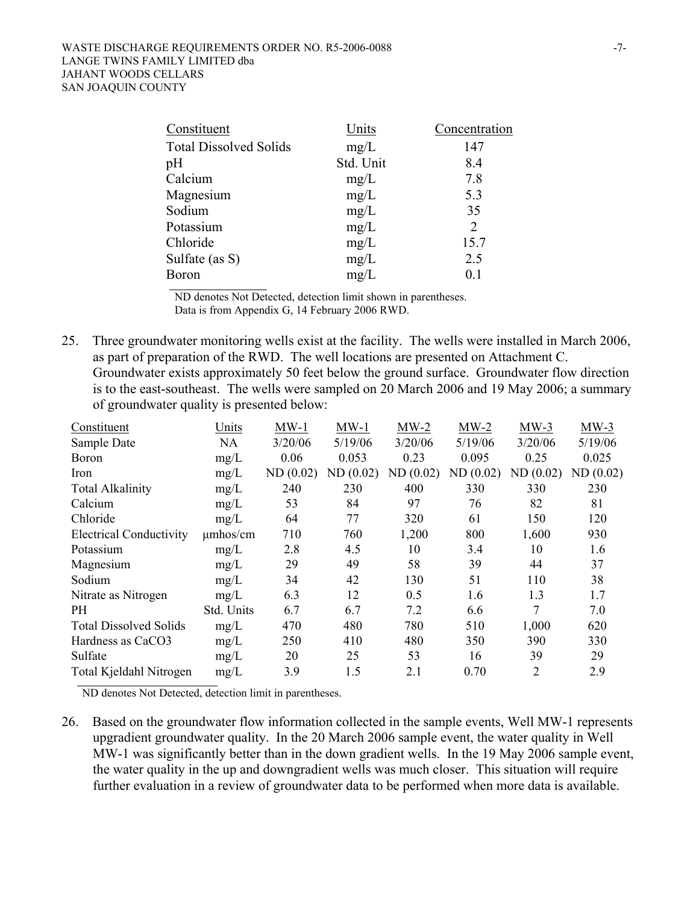| Constituent | Units | Concentration |
|---|---|---|
| Total Dissolved Solids | mg/L | 147 |
| pH | Std. Unit | 8.4 |
| Calcium | mg/L | 7.8 |
| Magnesium | mg/L | 5.3 |
| Sodium | mg/L | 35 |
| Potassium | mg/L | 2 |
| Chloride | mg/L | 15.7 |
| Sulfate (as S) | mg/L | 2.5 |
| Boron | mg/L | 0.1 |

ND denotes Not Detected, detection limit shown in parentheses.
Data is from Appendix G, 14 February 2006 RWD.

25. Three groundwater monitoring wells exist at the facility. The wells were installed in March 2006, as part of preparation of the RWD. The well locations are presented on Attachment C. Groundwater exists approximately 50 feet below the ground surface. Groundwater flow direction is to the east-southeast. The wells were sampled on 20 March 2006 and 19 May 2006; a summary of groundwater quality is presented below:

| Constituent | Units | MW-1 | MW-1 | MW-2 | MW-2 | MW-3 | MW-3 |
|---|---|---|---|---|---|---|---|
| Sample Date | NA | 3/20/06 | 5/19/06 | 3/20/06 | 5/19/06 | 3/20/06 | 5/19/06 |
| Boron | mg/L | 0.06 | 0.053 | 0.23 | 0.095 | 0.25 | 0.025 |
| Iron | mg/L | ND (0.02) | ND (0.02) | ND (0.02) | ND (0.02) | ND (0.02) | ND (0.02) |
| Total Alkalinity | mg/L | 240 | 230 | 400 | 330 | 330 | 230 |
| Calcium | mg/L | 53 | 84 | 97 | 76 | 82 | 81 |
| Chloride | mg/L | 64 | 77 | 320 | 61 | 150 | 120 |
| Electrical Conductivity | μmhos/cm | 710 | 760 | 1,200 | 800 | 1,600 | 930 |
| Potassium | mg/L | 2.8 | 4.5 | 10 | 3.4 | 10 | 1.6 |
| Magnesium | mg/L | 29 | 49 | 58 | 39 | 44 | 37 |
| Sodium | mg/L | 34 | 42 | 130 | 51 | 110 | 38 |
| Nitrate as Nitrogen | mg/L | 6.3 | 12 | 0.5 | 1.6 | 1.3 | 1.7 |
| PH | Std. Units | 6.7 | 6.7 | 7.2 | 6.6 | 7 | 7.0 |
| Total Dissolved Solids | mg/L | 470 | 480 | 780 | 510 | 1,000 | 620 |
| Hardness as CaCO3 | mg/L | 250 | 410 | 480 | 350 | 390 | 330 |
| Sulfate | mg/L | 20 | 25 | 53 | 16 | 39 | 29 |
| Total Kjeldahl Nitrogen | mg/L | 3.9 | 1.5 | 2.1 | 0.70 | 2 | 2.9 |

ND denotes Not Detected, detection limit in parentheses.

26. Based on the groundwater flow information collected in the sample events, Well MW-1 represents upgradient groundwater quality. In the 20 March 2006 sample event, the water quality in Well MW-1 was significantly better than in the down gradient wells. In the 19 May 2006 sample event, the water quality in the up and downgradient wells was much closer. This situation will require further evaluation in a review of groundwater data to be performed when more data is available.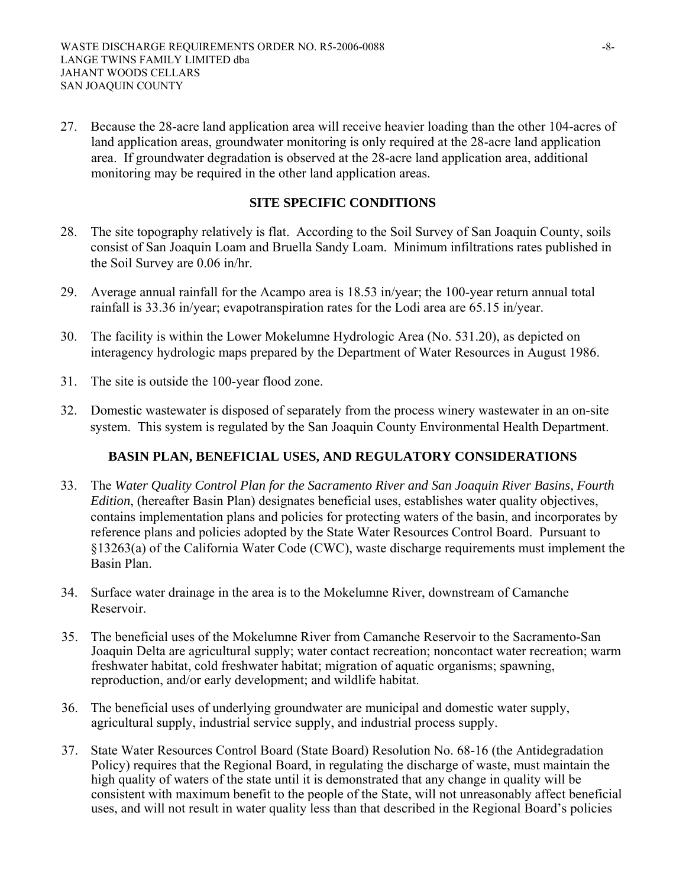27. Because the 28-acre land application area will receive heavier loading than the other 104-acres of land application areas, groundwater monitoring is only required at the 28-acre land application area. If groundwater degradation is observed at the 28-acre land application area, additional monitoring may be required in the other land application areas.

## SITE SPECIFIC CONDITIONS

28. The site topography relatively is flat. According to the Soil Survey of San Joaquin County, soils consist of San Joaquin Loam and Bruella Sandy Loam. Minimum infiltrations rates published in the Soil Survey are 0.06 in/hr.

29. Average annual rainfall for the Acampo area is 18.53 in/year; the 100-year return annual total rainfall is 33.36 in/year; evapotranspiration rates for the Lodi area are 65.15 in/year.

30. The facility is within the Lower Mokelumne Hydrologic Area (No. 531.20), as depicted on interagency hydrologic maps prepared by the Department of Water Resources in August 1986.

31. The site is outside the 100-year flood zone.

32. Domestic wastewater is disposed of separately from the process winery wastewater in an on-site system. This system is regulated by the San Joaquin County Environmental Health Department.

## BASIN PLAN, BENEFICIAL USES, AND REGULATORY CONSIDERATIONS

33. The *Water Quality Control Plan for the Sacramento River and San Joaquin River Basins, Fourth Edition*, (hereafter Basin Plan) designates beneficial uses, establishes water quality objectives, contains implementation plans and policies for protecting waters of the basin, and incorporates by reference plans and policies adopted by the State Water Resources Control Board. Pursuant to §13263(a) of the California Water Code (CWC), waste discharge requirements must implement the Basin Plan.

34. Surface water drainage in the area is to the Mokelumne River, downstream of Camanche Reservoir.

35. The beneficial uses of the Mokelumne River from Camanche Reservoir to the Sacramento-San Joaquin Delta are agricultural supply; water contact recreation; noncontact water recreation; warm freshwater habitat, cold freshwater habitat; migration of aquatic organisms; spawning, reproduction, and/or early development; and wildlife habitat.

36. The beneficial uses of underlying groundwater are municipal and domestic water supply, agricultural supply, industrial service supply, and industrial process supply.

37. State Water Resources Control Board (State Board) Resolution No. 68-16 (the Antidegradation Policy) requires that the Regional Board, in regulating the discharge of waste, must maintain the high quality of waters of the state until it is demonstrated that any change in quality will be consistent with maximum benefit to the people of the State, will not unreasonably affect beneficial uses, and will not result in water quality less than that described in the Regional Board's policies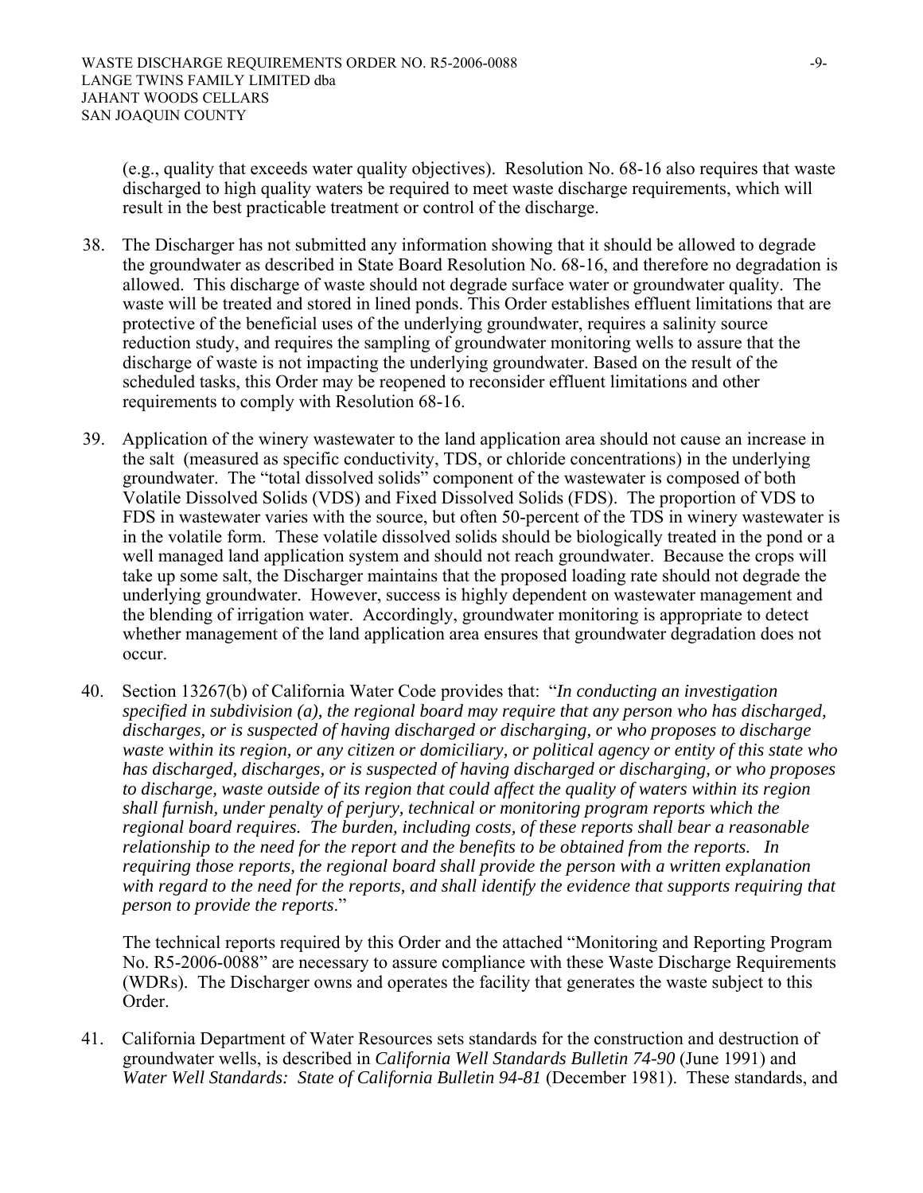(e.g., quality that exceeds water quality objectives). Resolution No. 68-16 also requires that waste discharged to high quality waters be required to meet waste discharge requirements, which will result in the best practicable treatment or control of the discharge.

38. The Discharger has not submitted any information showing that it should be allowed to degrade the groundwater as described in State Board Resolution No. 68-16, and therefore no degradation is allowed. This discharge of waste should not degrade surface water or groundwater quality. The waste will be treated and stored in lined ponds. This Order establishes effluent limitations that are protective of the beneficial uses of the underlying groundwater, requires a salinity source reduction study, and requires the sampling of groundwater monitoring wells to assure that the discharge of waste is not impacting the underlying groundwater. Based on the result of the scheduled tasks, this Order may be reopened to reconsider effluent limitations and other requirements to comply with Resolution 68-16.

39. Application of the winery wastewater to the land application area should not cause an increase in the salt (measured as specific conductivity, TDS, or chloride concentrations) in the underlying groundwater. The "total dissolved solids" component of the wastewater is composed of both Volatile Dissolved Solids (VDS) and Fixed Dissolved Solids (FDS). The proportion of VDS to FDS in wastewater varies with the source, but often 50-percent of the TDS in winery wastewater is in the volatile form. These volatile dissolved solids should be biologically treated in the pond or a well managed land application system and should not reach groundwater. Because the crops will take up some salt, the Discharger maintains that the proposed loading rate should not degrade the underlying groundwater. However, success is highly dependent on wastewater management and the blending of irrigation water. Accordingly, groundwater monitoring is appropriate to detect whether management of the land application area ensures that groundwater degradation does not occur.

40. Section 13267(b) of California Water Code provides that: "*In conducting an investigation specified in subdivision (a), the regional board may require that any person who has discharged, discharges, or is suspected of having discharged or discharging, or who proposes to discharge waste within its region, or any citizen or domiciliary, or political agency or entity of this state who has discharged, discharges, or is suspected of having discharged or discharging, or who proposes to discharge, waste outside of its region that could affect the quality of waters within its region shall furnish, under penalty of perjury, technical or monitoring program reports which the regional board requires. The burden, including costs, of these reports shall bear a reasonable relationship to the need for the report and the benefits to be obtained from the reports. In requiring those reports, the regional board shall provide the person with a written explanation with regard to the need for the reports, and shall identify the evidence that supports requiring that person to provide the reports*."

    The technical reports required by this Order and the attached "Monitoring and Reporting Program No. R5-2006-0088" are necessary to assure compliance with these Waste Discharge Requirements (WDRs). The Discharger owns and operates the facility that generates the waste subject to this Order.

41. California Department of Water Resources sets standards for the construction and destruction of groundwater wells, is described in *California Well Standards Bulletin 74-90* (June 1991) and *Water Well Standards: State of California Bulletin 94-81* (December 1981). These standards, and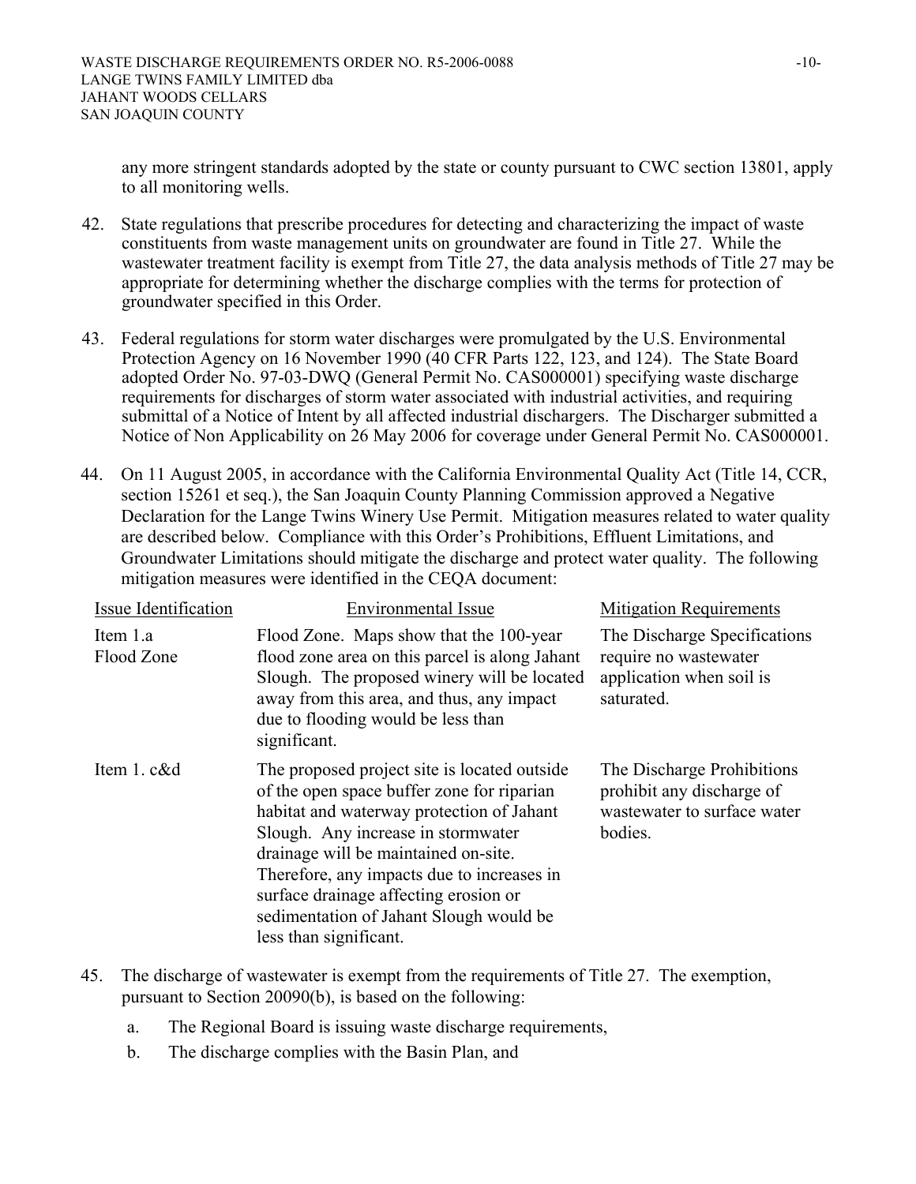any more stringent standards adopted by the state or county pursuant to CWC section 13801, apply to all monitoring wells.

42. State regulations that prescribe procedures for detecting and characterizing the impact of waste constituents from waste management units on groundwater are found in Title 27. While the wastewater treatment facility is exempt from Title 27, the data analysis methods of Title 27 may be appropriate for determining whether the discharge complies with the terms for protection of groundwater specified in this Order.

43. Federal regulations for storm water discharges were promulgated by the U.S. Environmental Protection Agency on 16 November 1990 (40 CFR Parts 122, 123, and 124). The State Board adopted Order No. 97-03-DWQ (General Permit No. CAS000001) specifying waste discharge requirements for discharges of storm water associated with industrial activities, and requiring submittal of a Notice of Intent by all affected industrial dischargers. The Discharger submitted a Notice of Non Applicability on 26 May 2006 for coverage under General Permit No. CAS000001.

44. On 11 August 2005, in accordance with the California Environmental Quality Act (Title 14, CCR, section 15261 et seq.), the San Joaquin County Planning Commission approved a Negative Declaration for the Lange Twins Winery Use Permit. Mitigation measures related to water quality are described below. Compliance with this Order's Prohibitions, Effluent Limitations, and Groundwater Limitations should mitigate the discharge and protect water quality. The following mitigation measures were identified in the CEQA document:

| Issue Identification | Environmental Issue | Mitigation Requirements |
|---|---|---|
| Item 1.a Flood Zone | Flood Zone. Maps show that the 100-year flood zone area on this parcel is along Jahant Slough. The proposed winery will be located away from this area, and thus, any impact due to flooding would be less than significant. | The Discharge Specifications require no wastewater application when soil is saturated. |
| Item 1. c&d | The proposed project site is located outside of the open space buffer zone for riparian habitat and waterway protection of Jahant Slough. Any increase in stormwater drainage will be maintained on-site. Therefore, any impacts due to increases in surface drainage affecting erosion or sedimentation of Jahant Slough would be less than significant. | The Discharge Prohibitions prohibit any discharge of wastewater to surface water bodies. |

45. The discharge of wastewater is exempt from the requirements of Title 27. The exemption, pursuant to Section 20090(b), is based on the following:

    a. The Regional Board is issuing waste discharge requirements,

    b. The discharge complies with the Basin Plan, and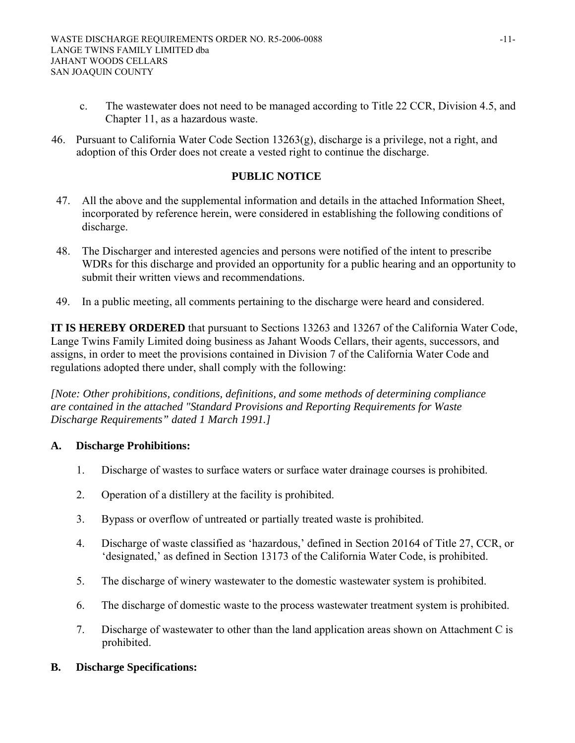c. The wastewater does not need to be managed according to Title 22 CCR, Division 4.5, and Chapter 11, as a hazardous waste.

46. Pursuant to California Water Code Section 13263(g), discharge is a privilege, not a right, and adoption of this Order does not create a vested right to continue the discharge.

## PUBLIC NOTICE

47. All the above and the supplemental information and details in the attached Information Sheet, incorporated by reference herein, were considered in establishing the following conditions of discharge.

48. The Discharger and interested agencies and persons were notified of the intent to prescribe WDRs for this discharge and provided an opportunity for a public hearing and an opportunity to submit their written views and recommendations.

49. In a public meeting, all comments pertaining to the discharge were heard and considered.

**IT IS HEREBY ORDERED** that pursuant to Sections 13263 and 13267 of the California Water Code, Lange Twins Family Limited doing business as Jahant Woods Cellars, their agents, successors, and assigns, in order to meet the provisions contained in Division 7 of the California Water Code and regulations adopted there under, shall comply with the following:

*[Note: Other prohibitions, conditions, definitions, and some methods of determining compliance are contained in the attached "Standard Provisions and Reporting Requirements for Waste Discharge Requirements" dated 1 March 1991.]*

## A. Discharge Prohibitions:

1. Discharge of wastes to surface waters or surface water drainage courses is prohibited.

2. Operation of a distillery at the facility is prohibited.

3. Bypass or overflow of untreated or partially treated waste is prohibited.

4. Discharge of waste classified as 'hazardous,' defined in Section 20164 of Title 27, CCR, or 'designated,' as defined in Section 13173 of the California Water Code, is prohibited.

5. The discharge of winery wastewater to the domestic wastewater system is prohibited.

6. The discharge of domestic waste to the process wastewater treatment system is prohibited.

7. Discharge of wastewater to other than the land application areas shown on Attachment C is prohibited.

## B. Discharge Specifications: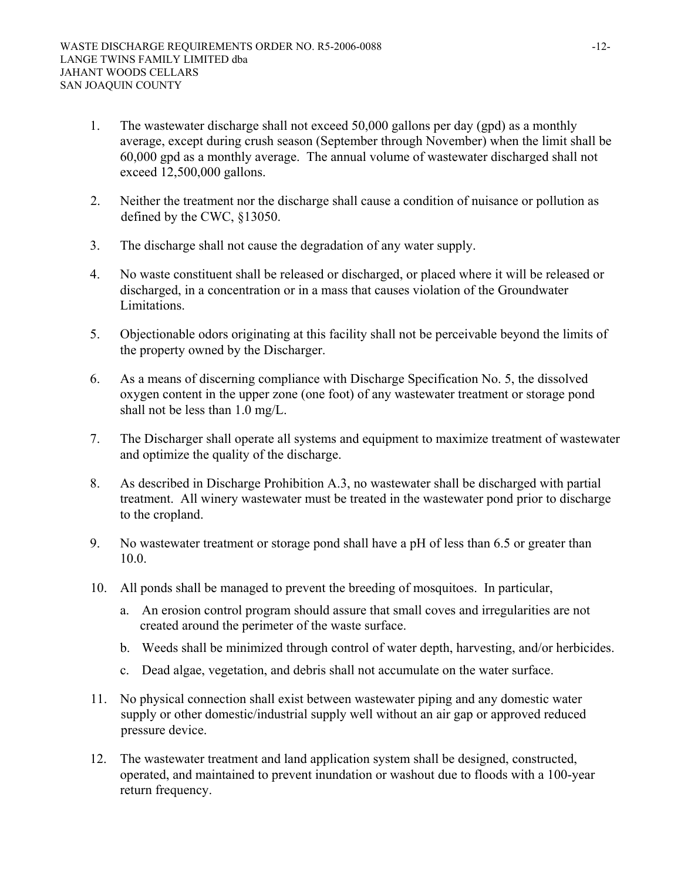1. The wastewater discharge shall not exceed 50,000 gallons per day (gpd) as a monthly average, except during crush season (September through November) when the limit shall be 60,000 gpd as a monthly average. The annual volume of wastewater discharged shall not exceed 12,500,000 gallons.

2. Neither the treatment nor the discharge shall cause a condition of nuisance or pollution as defined by the CWC, §13050.

3. The discharge shall not cause the degradation of any water supply.

4. No waste constituent shall be released or discharged, or placed where it will be released or discharged, in a concentration or in a mass that causes violation of the Groundwater Limitations.

5. Objectionable odors originating at this facility shall not be perceivable beyond the limits of the property owned by the Discharger.

6. As a means of discerning compliance with Discharge Specification No. 5, the dissolved oxygen content in the upper zone (one foot) of any wastewater treatment or storage pond shall not be less than 1.0 mg/L.

7. The Discharger shall operate all systems and equipment to maximize treatment of wastewater and optimize the quality of the discharge.

8. As described in Discharge Prohibition A.3, no wastewater shall be discharged with partial treatment. All winery wastewater must be treated in the wastewater pond prior to discharge to the cropland.

9. No wastewater treatment or storage pond shall have a pH of less than 6.5 or greater than 10.0.

10. All ponds shall be managed to prevent the breeding of mosquitoes. In particular,

    a. An erosion control program should assure that small coves and irregularities are not created around the perimeter of the waste surface.

    b. Weeds shall be minimized through control of water depth, harvesting, and/or herbicides.

    c. Dead algae, vegetation, and debris shall not accumulate on the water surface.

11. No physical connection shall exist between wastewater piping and any domestic water supply or other domestic/industrial supply well without an air gap or approved reduced pressure device.

12. The wastewater treatment and land application system shall be designed, constructed, operated, and maintained to prevent inundation or washout due to floods with a 100-year return frequency.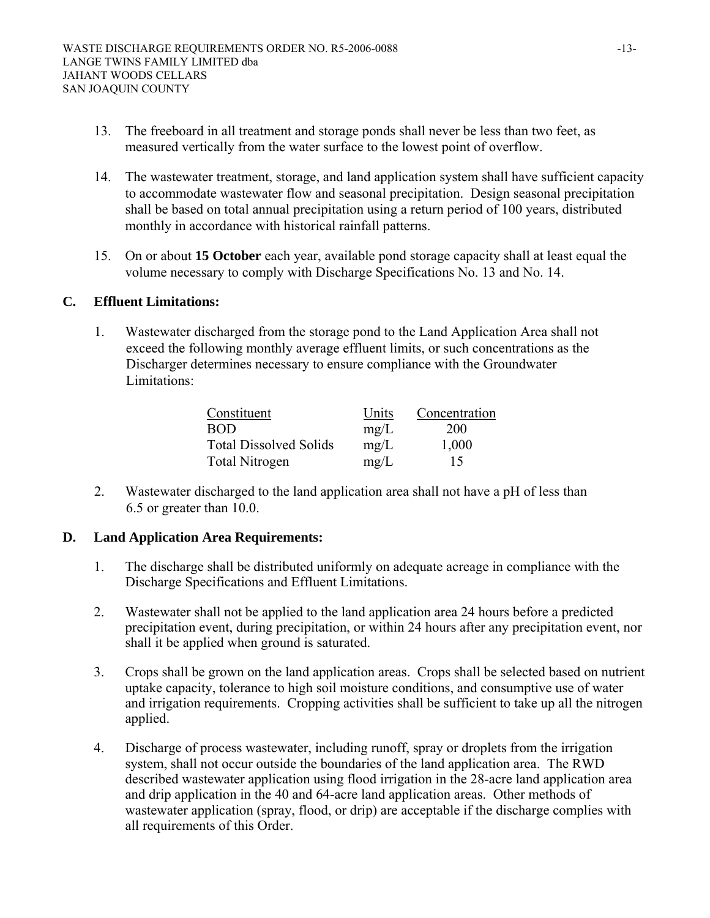13. The freeboard in all treatment and storage ponds shall never be less than two feet, as measured vertically from the water surface to the lowest point of overflow.

14. The wastewater treatment, storage, and land application system shall have sufficient capacity to accommodate wastewater flow and seasonal precipitation. Design seasonal precipitation shall be based on total annual precipitation using a return period of 100 years, distributed monthly in accordance with historical rainfall patterns.

15. On or about **15 October** each year, available pond storage capacity shall at least equal the volume necessary to comply with Discharge Specifications No. 13 and No. 14.

## C. Effluent Limitations:

1. Wastewater discharged from the storage pond to the Land Application Area shall not exceed the following monthly average effluent limits, or such concentrations as the Discharger determines necessary to ensure compliance with the Groundwater Limitations:

| Constituent | Units | Concentration |
|---|---|---|
| BOD | mg/L | 200 |
| Total Dissolved Solids | mg/L | 1,000 |
| Total Nitrogen | mg/L | 15 |

2. Wastewater discharged to the land application area shall not have a pH of less than 6.5 or greater than 10.0.

## D. Land Application Area Requirements:

1. The discharge shall be distributed uniformly on adequate acreage in compliance with the Discharge Specifications and Effluent Limitations.

2. Wastewater shall not be applied to the land application area 24 hours before a predicted precipitation event, during precipitation, or within 24 hours after any precipitation event, nor shall it be applied when ground is saturated.

3. Crops shall be grown on the land application areas. Crops shall be selected based on nutrient uptake capacity, tolerance to high soil moisture conditions, and consumptive use of water and irrigation requirements. Cropping activities shall be sufficient to take up all the nitrogen applied.

4. Discharge of process wastewater, including runoff, spray or droplets from the irrigation system, shall not occur outside the boundaries of the land application area. The RWD described wastewater application using flood irrigation in the 28-acre land application area and drip application in the 40 and 64-acre land application areas. Other methods of wastewater application (spray, flood, or drip) are acceptable if the discharge complies with all requirements of this Order.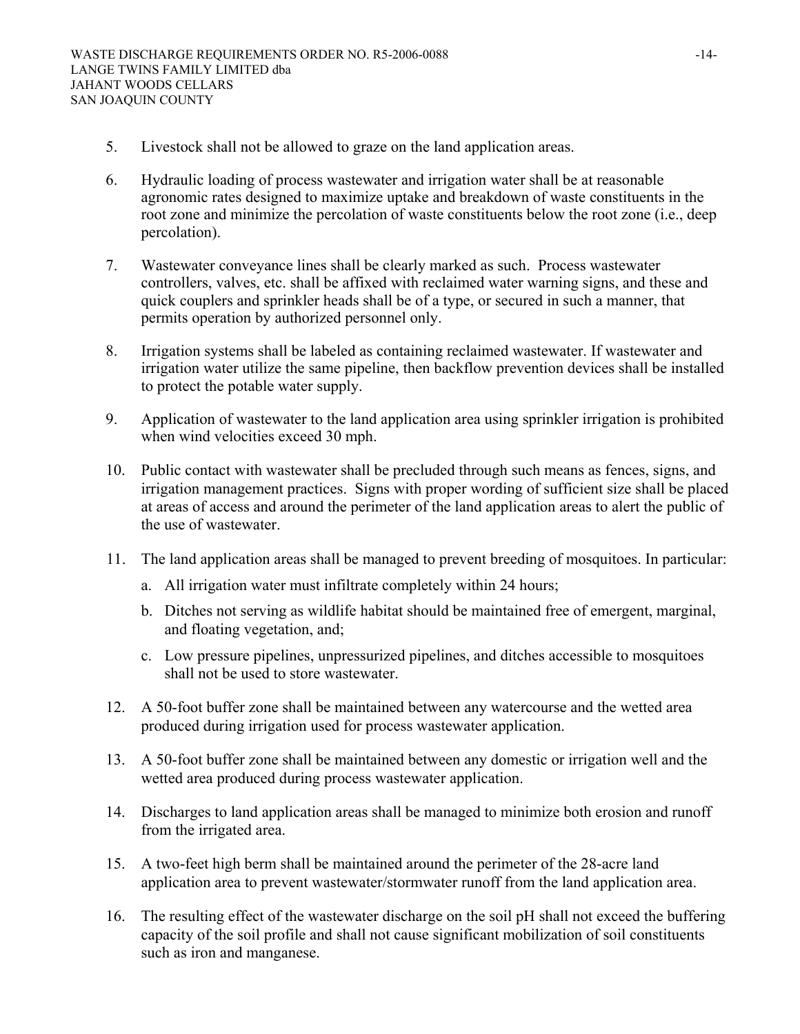5. Livestock shall not be allowed to graze on the land application areas.

6. Hydraulic loading of process wastewater and irrigation water shall be at reasonable agronomic rates designed to maximize uptake and breakdown of waste constituents in the root zone and minimize the percolation of waste constituents below the root zone (i.e., deep percolation).

7. Wastewater conveyance lines shall be clearly marked as such. Process wastewater controllers, valves, etc. shall be affixed with reclaimed water warning signs, and these and quick couplers and sprinkler heads shall be of a type, or secured in such a manner, that permits operation by authorized personnel only.

8. Irrigation systems shall be labeled as containing reclaimed wastewater. If wastewater and irrigation water utilize the same pipeline, then backflow prevention devices shall be installed to protect the potable water supply.

9. Application of wastewater to the land application area using sprinkler irrigation is prohibited when wind velocities exceed 30 mph.

10. Public contact with wastewater shall be precluded through such means as fences, signs, and irrigation management practices. Signs with proper wording of sufficient size shall be placed at areas of access and around the perimeter of the land application areas to alert the public of the use of wastewater.

11. The land application areas shall be managed to prevent breeding of mosquitoes. In particular:

    a. All irrigation water must infiltrate completely within 24 hours;

    b. Ditches not serving as wildlife habitat should be maintained free of emergent, marginal, and floating vegetation, and;

    c. Low pressure pipelines, unpressurized pipelines, and ditches accessible to mosquitoes shall not be used to store wastewater.

12. A 50-foot buffer zone shall be maintained between any watercourse and the wetted area produced during irrigation used for process wastewater application.

13. A 50-foot buffer zone shall be maintained between any domestic or irrigation well and the wetted area produced during process wastewater application.

14. Discharges to land application areas shall be managed to minimize both erosion and runoff from the irrigated area.

15. A two-feet high berm shall be maintained around the perimeter of the 28-acre land application area to prevent wastewater/stormwater runoff from the land application area.

16. The resulting effect of the wastewater discharge on the soil pH shall not exceed the buffering capacity of the soil profile and shall not cause significant mobilization of soil constituents such as iron and manganese.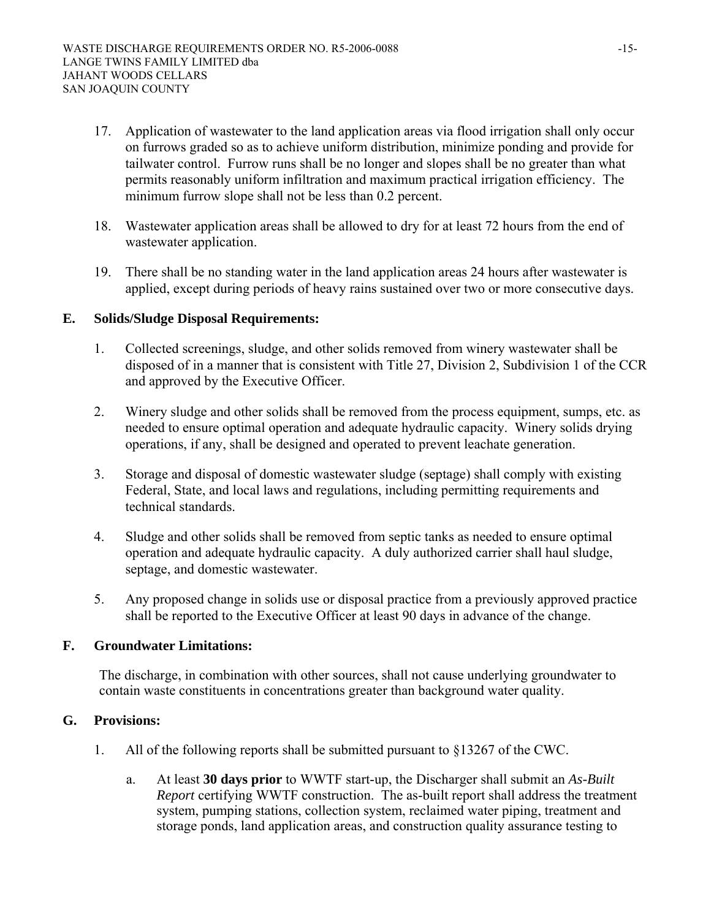17. Application of wastewater to the land application areas via flood irrigation shall only occur on furrows graded so as to achieve uniform distribution, minimize ponding and provide for tailwater control. Furrow runs shall be no longer and slopes shall be no greater than what permits reasonably uniform infiltration and maximum practical irrigation efficiency. The minimum furrow slope shall not be less than 0.2 percent.

18. Wastewater application areas shall be allowed to dry for at least 72 hours from the end of wastewater application.

19. There shall be no standing water in the land application areas 24 hours after wastewater is applied, except during periods of heavy rains sustained over two or more consecutive days.

## E. Solids/Sludge Disposal Requirements:

1. Collected screenings, sludge, and other solids removed from winery wastewater shall be disposed of in a manner that is consistent with Title 27, Division 2, Subdivision 1 of the CCR and approved by the Executive Officer.

2. Winery sludge and other solids shall be removed from the process equipment, sumps, etc. as needed to ensure optimal operation and adequate hydraulic capacity. Winery solids drying operations, if any, shall be designed and operated to prevent leachate generation.

3. Storage and disposal of domestic wastewater sludge (septage) shall comply with existing Federal, State, and local laws and regulations, including permitting requirements and technical standards.

4. Sludge and other solids shall be removed from septic tanks as needed to ensure optimal operation and adequate hydraulic capacity. A duly authorized carrier shall haul sludge, septage, and domestic wastewater.

5. Any proposed change in solids use or disposal practice from a previously approved practice shall be reported to the Executive Officer at least 90 days in advance of the change.

## F. Groundwater Limitations:

The discharge, in combination with other sources, shall not cause underlying groundwater to contain waste constituents in concentrations greater than background water quality.

## G. Provisions:

1. All of the following reports shall be submitted pursuant to §13267 of the CWC.

   a. At least **30 days prior** to WWTF start-up, the Discharger shall submit an *As-Built Report* certifying WWTF construction. The as-built report shall address the treatment system, pumping stations, collection system, reclaimed water piping, treatment and storage ponds, land application areas, and construction quality assurance testing to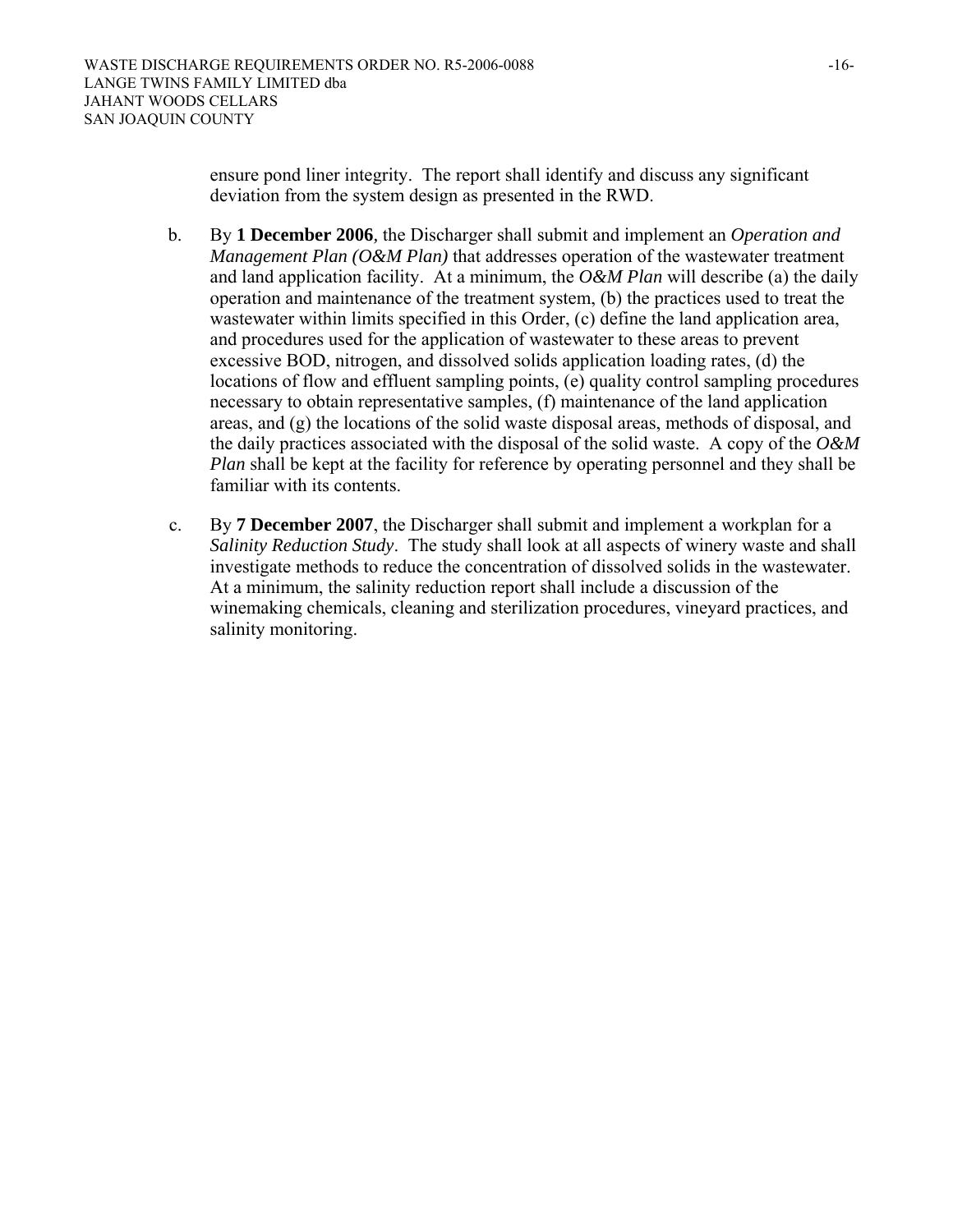ensure pond liner integrity. The report shall identify and discuss any significant deviation from the system design as presented in the RWD.

b. By **1 December 2006**, the Discharger shall submit and implement an *Operation and Management Plan (O&M Plan)* that addresses operation of the wastewater treatment and land application facility. At a minimum, the *O&M Plan* will describe (a) the daily operation and maintenance of the treatment system, (b) the practices used to treat the wastewater within limits specified in this Order, (c) define the land application area, and procedures used for the application of wastewater to these areas to prevent excessive BOD, nitrogen, and dissolved solids application loading rates, (d) the locations of flow and effluent sampling points, (e) quality control sampling procedures necessary to obtain representative samples, (f) maintenance of the land application areas, and (g) the locations of the solid waste disposal areas, methods of disposal, and the daily practices associated with the disposal of the solid waste. A copy of the *O&M Plan* shall be kept at the facility for reference by operating personnel and they shall be familiar with its contents.

c. By **7 December 2007**, the Discharger shall submit and implement a workplan for a *Salinity Reduction Study*. The study shall look at all aspects of winery waste and shall investigate methods to reduce the concentration of dissolved solids in the wastewater. At a minimum, the salinity reduction report shall include a discussion of the winemaking chemicals, cleaning and sterilization procedures, vineyard practices, and salinity monitoring.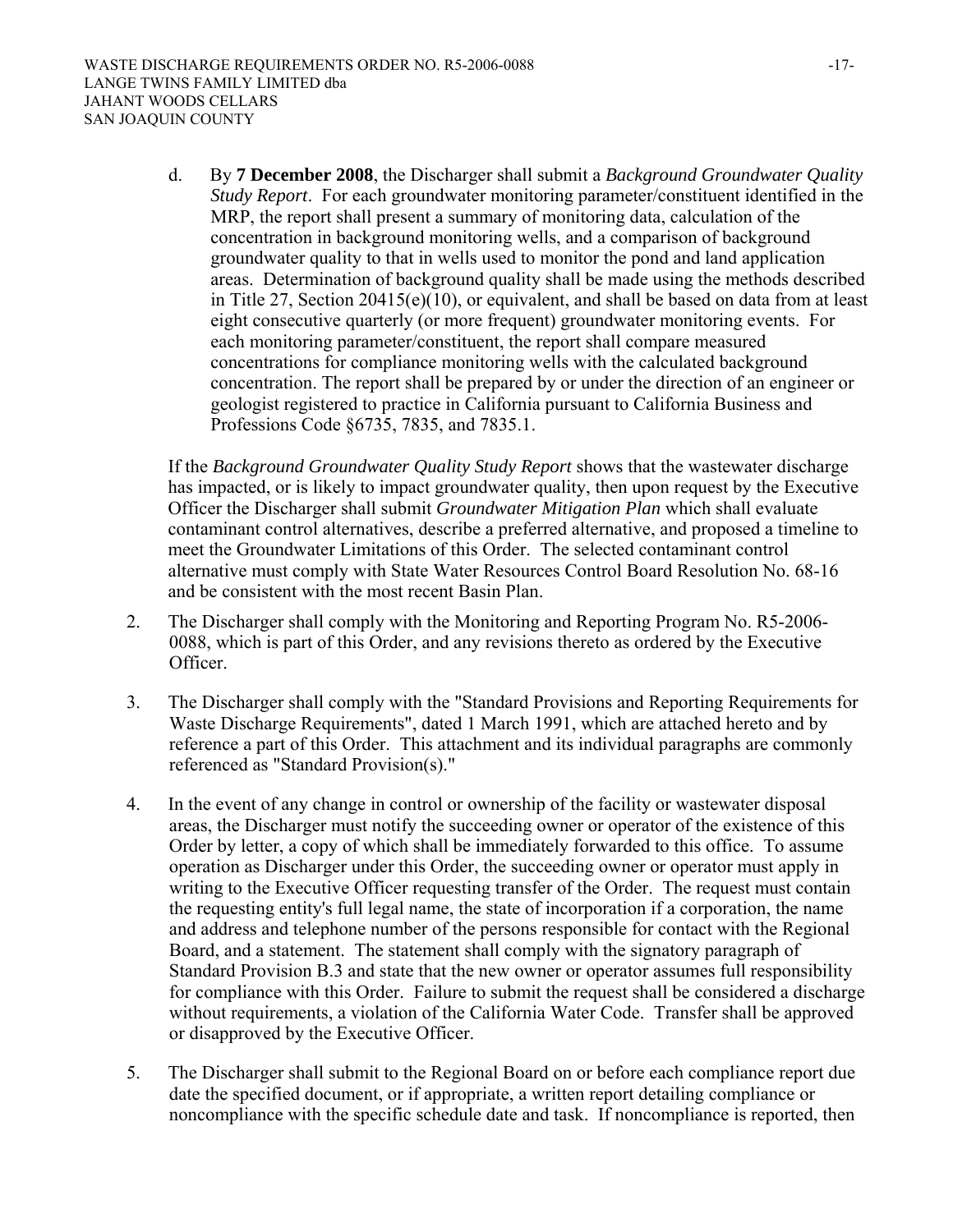d. By **7 December 2008**, the Discharger shall submit a *Background Groundwater Quality Study Report*. For each groundwater monitoring parameter/constituent identified in the MRP, the report shall present a summary of monitoring data, calculation of the concentration in background monitoring wells, and a comparison of background groundwater quality to that in wells used to monitor the pond and land application areas. Determination of background quality shall be made using the methods described in Title 27, Section 20415(e)(10), or equivalent, and shall be based on data from at least eight consecutive quarterly (or more frequent) groundwater monitoring events. For each monitoring parameter/constituent, the report shall compare measured concentrations for compliance monitoring wells with the calculated background concentration. The report shall be prepared by or under the direction of an engineer or geologist registered to practice in California pursuant to California Business and Professions Code §6735, 7835, and 7835.1.

If the *Background Groundwater Quality Study Report* shows that the wastewater discharge has impacted, or is likely to impact groundwater quality, then upon request by the Executive Officer the Discharger shall submit *Groundwater Mitigation Plan* which shall evaluate contaminant control alternatives, describe a preferred alternative, and proposed a timeline to meet the Groundwater Limitations of this Order. The selected contaminant control alternative must comply with State Water Resources Control Board Resolution No. 68-16 and be consistent with the most recent Basin Plan.

2. The Discharger shall comply with the Monitoring and Reporting Program No. R5-2006-0088, which is part of this Order, and any revisions thereto as ordered by the Executive Officer.

3. The Discharger shall comply with the "Standard Provisions and Reporting Requirements for Waste Discharge Requirements", dated 1 March 1991, which are attached hereto and by reference a part of this Order. This attachment and its individual paragraphs are commonly referenced as "Standard Provision(s)."

4. In the event of any change in control or ownership of the facility or wastewater disposal areas, the Discharger must notify the succeeding owner or operator of the existence of this Order by letter, a copy of which shall be immediately forwarded to this office. To assume operation as Discharger under this Order, the succeeding owner or operator must apply in writing to the Executive Officer requesting transfer of the Order. The request must contain the requesting entity's full legal name, the state of incorporation if a corporation, the name and address and telephone number of the persons responsible for contact with the Regional Board, and a statement. The statement shall comply with the signatory paragraph of Standard Provision B.3 and state that the new owner or operator assumes full responsibility for compliance with this Order. Failure to submit the request shall be considered a discharge without requirements, a violation of the California Water Code. Transfer shall be approved or disapproved by the Executive Officer.

5. The Discharger shall submit to the Regional Board on or before each compliance report due date the specified document, or if appropriate, a written report detailing compliance or noncompliance with the specific schedule date and task. If noncompliance is reported, then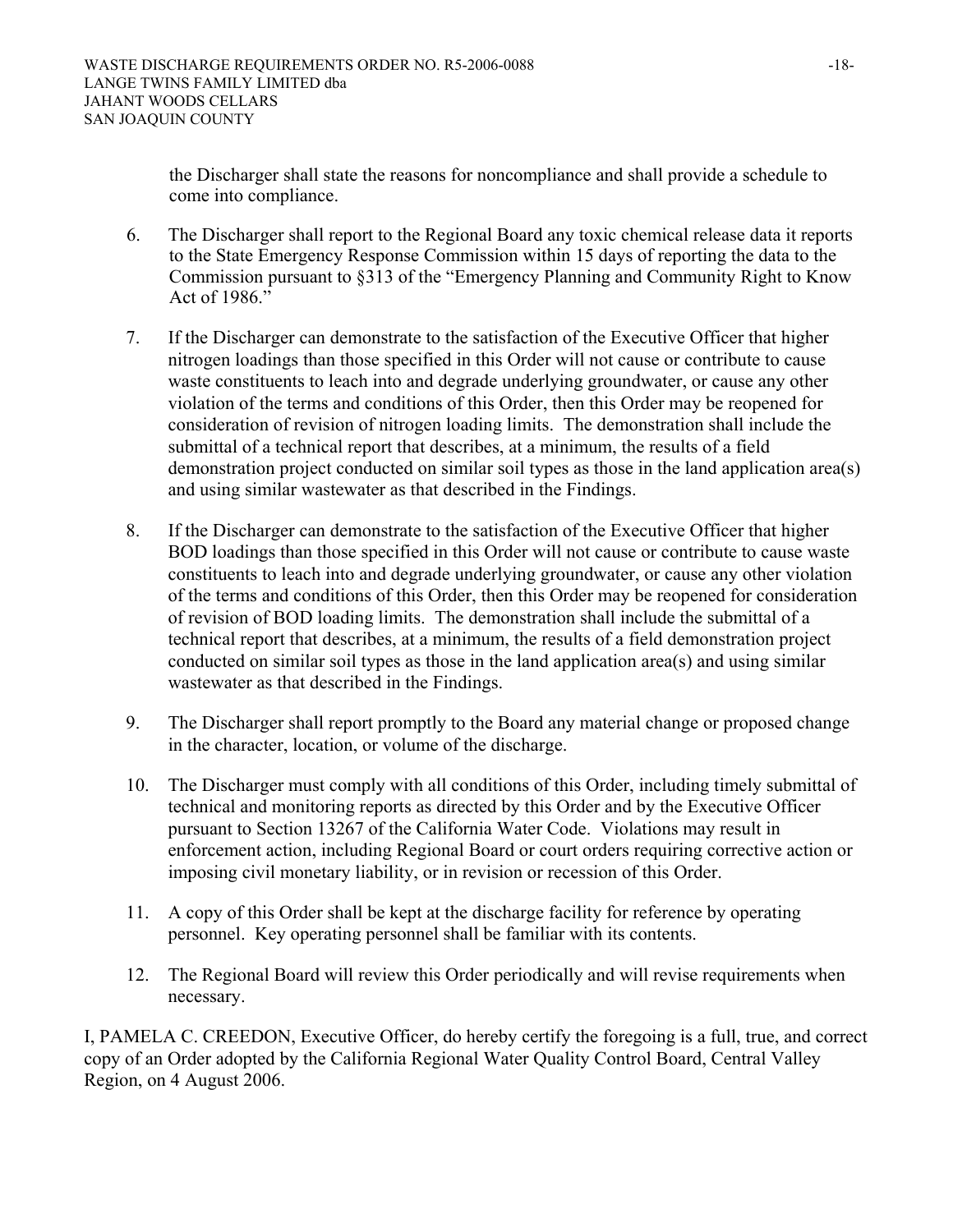the Discharger shall state the reasons for noncompliance and shall provide a schedule to come into compliance.

6. The Discharger shall report to the Regional Board any toxic chemical release data it reports to the State Emergency Response Commission within 15 days of reporting the data to the Commission pursuant to §313 of the "Emergency Planning and Community Right to Know Act of 1986."

7. If the Discharger can demonstrate to the satisfaction of the Executive Officer that higher nitrogen loadings than those specified in this Order will not cause or contribute to cause waste constituents to leach into and degrade underlying groundwater, or cause any other violation of the terms and conditions of this Order, then this Order may be reopened for consideration of revision of nitrogen loading limits. The demonstration shall include the submittal of a technical report that describes, at a minimum, the results of a field demonstration project conducted on similar soil types as those in the land application area(s) and using similar wastewater as that described in the Findings.

8. If the Discharger can demonstrate to the satisfaction of the Executive Officer that higher BOD loadings than those specified in this Order will not cause or contribute to cause waste constituents to leach into and degrade underlying groundwater, or cause any other violation of the terms and conditions of this Order, then this Order may be reopened for consideration of revision of BOD loading limits. The demonstration shall include the submittal of a technical report that describes, at a minimum, the results of a field demonstration project conducted on similar soil types as those in the land application area(s) and using similar wastewater as that described in the Findings.

9. The Discharger shall report promptly to the Board any material change or proposed change in the character, location, or volume of the discharge.

10. The Discharger must comply with all conditions of this Order, including timely submittal of technical and monitoring reports as directed by this Order and by the Executive Officer pursuant to Section 13267 of the California Water Code. Violations may result in enforcement action, including Regional Board or court orders requiring corrective action or imposing civil monetary liability, or in revision or recession of this Order.

11. A copy of this Order shall be kept at the discharge facility for reference by operating personnel. Key operating personnel shall be familiar with its contents.

12. The Regional Board will review this Order periodically and will revise requirements when necessary.

I, PAMELA C. CREEDON, Executive Officer, do hereby certify the foregoing is a full, true, and correct copy of an Order adopted by the California Regional Water Quality Control Board, Central Valley Region, on 4 August 2006.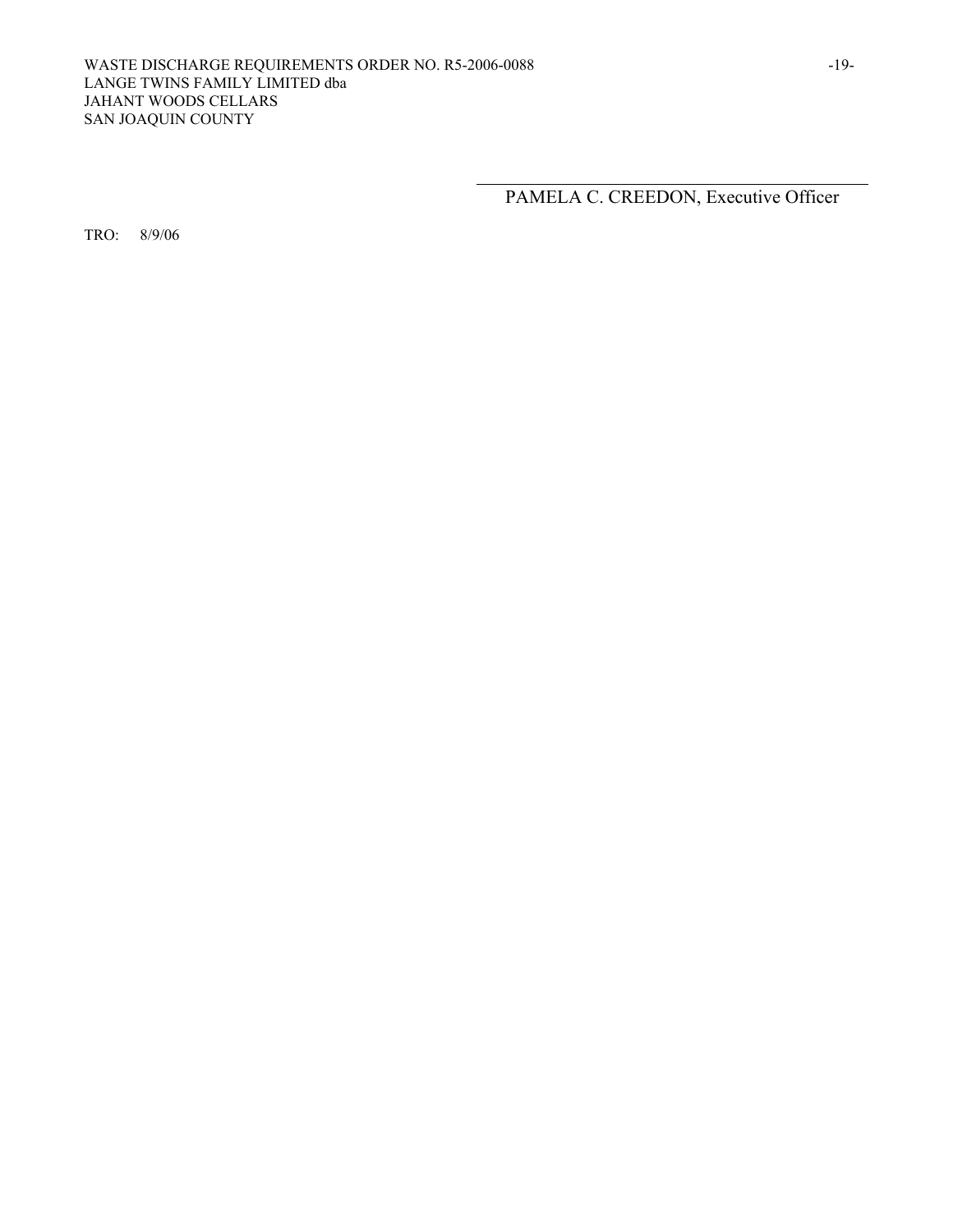\_\_\_\_\_\_\_\_\_\_\_\_\_\_\_\_\_\_\_\_\_\_\_\_\_\_\_\_\_\_\_\_\_\_\_\_\_\_\_\_

PAMELA C. CREEDON, Executive Officer

TRO: 8/9/06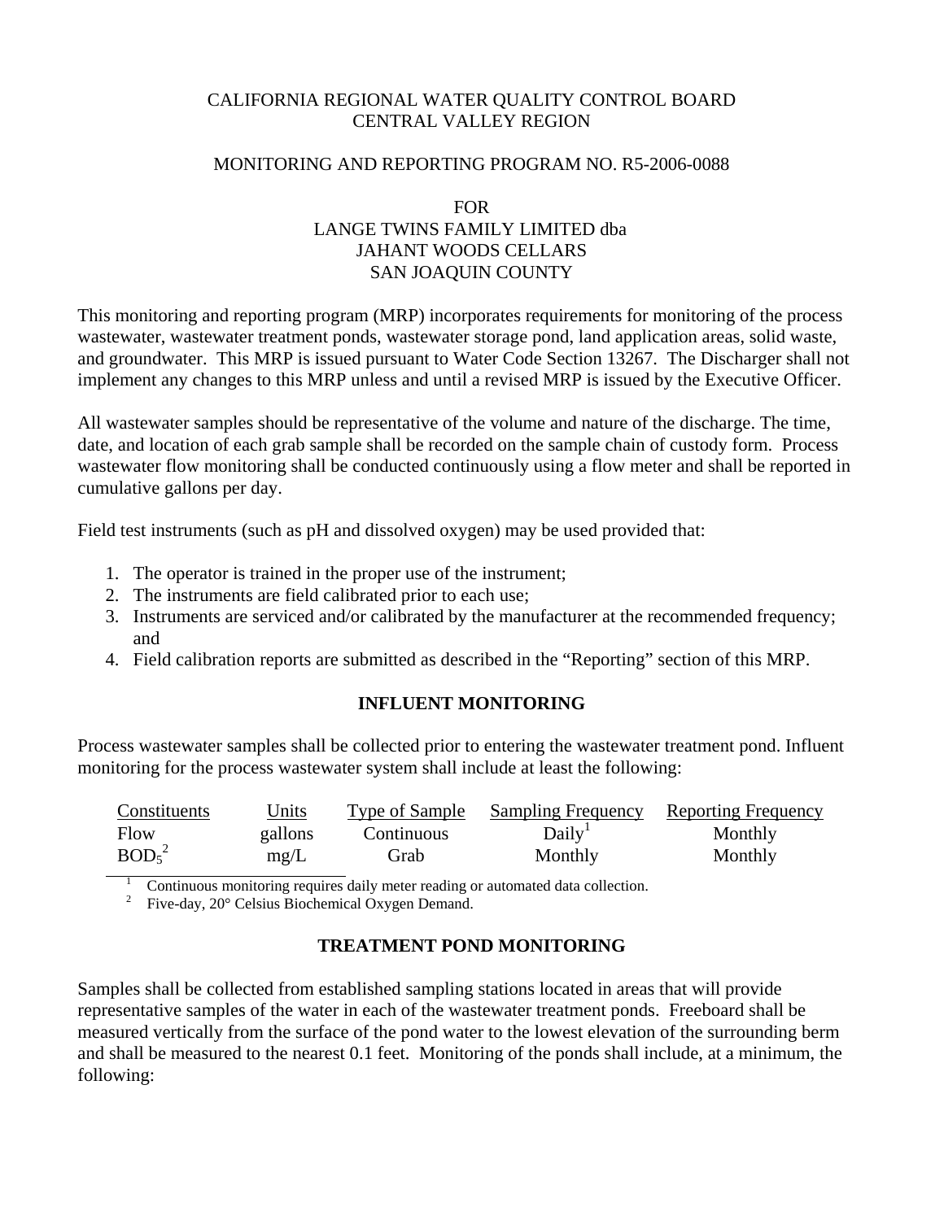CALIFORNIA REGIONAL WATER QUALITY CONTROL BOARD
CENTRAL VALLEY REGION

MONITORING AND REPORTING PROGRAM NO. R5-2006-0088

FOR
LANGE TWINS FAMILY LIMITED dba
JAHANT WOODS CELLARS
SAN JOAQUIN COUNTY

This monitoring and reporting program (MRP) incorporates requirements for monitoring of the process wastewater, wastewater treatment ponds, wastewater storage pond, land application areas, solid waste, and groundwater. This MRP is issued pursuant to Water Code Section 13267. The Discharger shall not implement any changes to this MRP unless and until a revised MRP is issued by the Executive Officer.

All wastewater samples should be representative of the volume and nature of the discharge. The time, date, and location of each grab sample shall be recorded on the sample chain of custody form. Process wastewater flow monitoring shall be conducted continuously using a flow meter and shall be reported in cumulative gallons per day.

Field test instruments (such as pH and dissolved oxygen) may be used provided that:

1. The operator is trained in the proper use of the instrument;
2. The instruments are field calibrated prior to each use;
3. Instruments are serviced and/or calibrated by the manufacturer at the recommended frequency; and
4. Field calibration reports are submitted as described in the "Reporting" section of this MRP.

## INFLUENT MONITORING

Process wastewater samples shall be collected prior to entering the wastewater treatment pond. Influent monitoring for the process wastewater system shall include at least the following:

| Constituents | Units | Type of Sample | Sampling Frequency | Reporting Frequency |
|---|---|---|---|---|
| Flow | gallons | Continuous | Daily[1] | Monthly |
| $BOD_5$[2] | mg/L | Grab | Monthly | Monthly |

[1] Continuous monitoring requires daily meter reading or automated data collection.
[2] Five-day, 20° Celsius Biochemical Oxygen Demand.

## TREATMENT POND MONITORING

Samples shall be collected from established sampling stations located in areas that will provide representative samples of the water in each of the wastewater treatment ponds. Freeboard shall be measured vertically from the surface of the pond water to the lowest elevation of the surrounding berm and shall be measured to the nearest 0.1 feet. Monitoring of the ponds shall include, at a minimum, the following: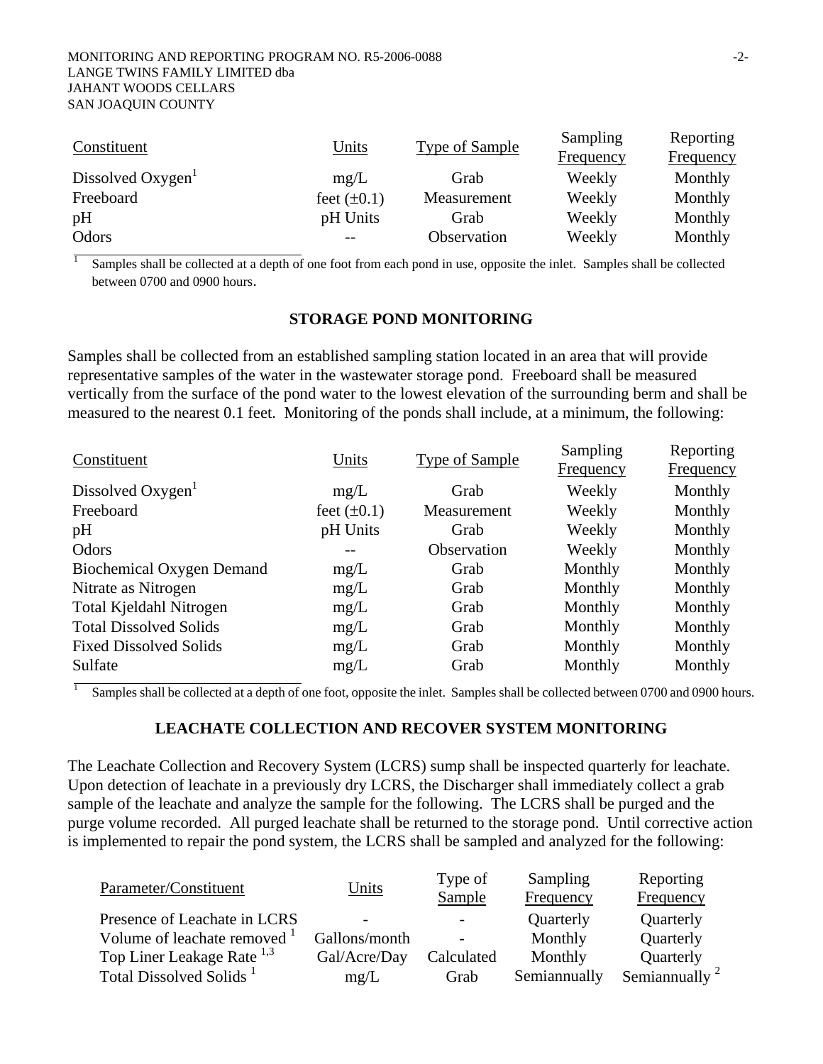| Constituent | Units | Type of Sample | Sampling Frequency | Reporting Frequency |
|---|---|---|---|---|
| Dissolved Oxygen[1] | mg/L | Grab | Weekly | Monthly |
| Freeboard | feet (±0.1) | Measurement | Weekly | Monthly |
| pH | pH Units | Grab | Weekly | Monthly |
| Odors | -- | Observation | Weekly | Monthly |

[1] Samples shall be collected at a depth of one foot from each pond in use, opposite the inlet. Samples shall be collected between 0700 and 0900 hours.

## STORAGE POND MONITORING

Samples shall be collected from an established sampling station located in an area that will provide representative samples of the water in the wastewater storage pond. Freeboard shall be measured vertically from the surface of the pond water to the lowest elevation of the surrounding berm and shall be measured to the nearest 0.1 feet. Monitoring of the ponds shall include, at a minimum, the following:

| Constituent | Units | Type of Sample | Sampling Frequency | Reporting Frequency |
|---|---|---|---|---|
| Dissolved Oxygen[1] | mg/L | Grab | Weekly | Monthly |
| Freeboard | feet (±0.1) | Measurement | Weekly | Monthly |
| pH | pH Units | Grab | Weekly | Monthly |
| Odors | -- | Observation | Weekly | Monthly |
| Biochemical Oxygen Demand | mg/L | Grab | Monthly | Monthly |
| Nitrate as Nitrogen | mg/L | Grab | Monthly | Monthly |
| Total Kjeldahl Nitrogen | mg/L | Grab | Monthly | Monthly |
| Total Dissolved Solids | mg/L | Grab | Monthly | Monthly |
| Fixed Dissolved Solids | mg/L | Grab | Monthly | Monthly |
| Sulfate | mg/L | Grab | Monthly | Monthly |

[1] Samples shall be collected at a depth of one foot, opposite the inlet. Samples shall be collected between 0700 and 0900 hours.

## LEACHATE COLLECTION AND RECOVER SYSTEM MONITORING

The Leachate Collection and Recovery System (LCRS) sump shall be inspected quarterly for leachate. Upon detection of leachate in a previously dry LCRS, the Discharger shall immediately collect a grab sample of the leachate and analyze the sample for the following. The LCRS shall be purged and the purge volume recorded. All purged leachate shall be returned to the storage pond. Until corrective action is implemented to repair the pond system, the LCRS shall be sampled and analyzed for the following:

| Parameter/Constituent | Units | Type of Sample | Sampling Frequency | Reporting Frequency |
|---|---|---|---|---|
| Presence of Leachate in LCRS | - | - | Quarterly | Quarterly |
| Volume of leachate removed [1] | Gallons/month | - | Monthly | Quarterly |
| Top Liner Leakage Rate [1,3] | Gal/Acre/Day | Calculated | Monthly | Quarterly |
| Total Dissolved Solids [1] | mg/L | Grab | Semiannually | Semiannually [2] |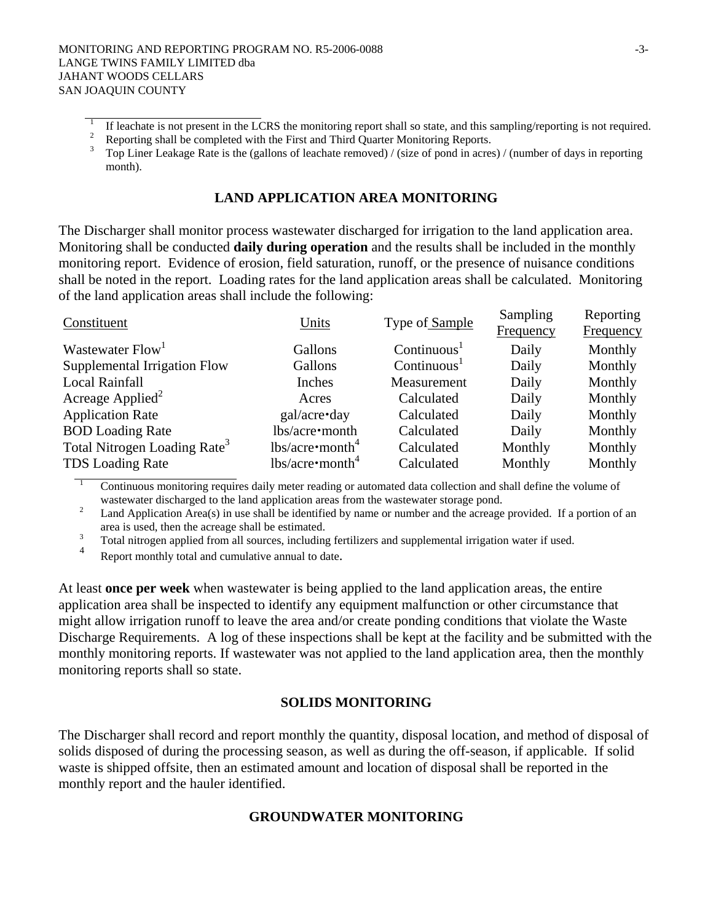[1] If leachate is not present in the LCRS the monitoring report shall so state, and this sampling/reporting is not required.
[2] Reporting shall be completed with the First and Third Quarter Monitoring Reports.
[3] Top Liner Leakage Rate is the (gallons of leachate removed) / (size of pond in acres) / (number of days in reporting month).

## LAND APPLICATION AREA MONITORING

The Discharger shall monitor process wastewater discharged for irrigation to the land application area. Monitoring shall be conducted **daily during operation** and the results shall be included in the monthly monitoring report. Evidence of erosion, field saturation, runoff, or the presence of nuisance conditions shall be noted in the report. Loading rates for the land application areas shall be calculated. Monitoring of the land application areas shall include the following:

| Constituent | Units | Type of Sample | Sampling Frequency | Reporting Frequency |
|---|---|---|---|---|
| Wastewater Flow[1] | Gallons | Continuous[1] | Daily | Monthly |
| Supplemental Irrigation Flow | Gallons | Continuous[1] | Daily | Monthly |
| Local Rainfall | Inches | Measurement | Daily | Monthly |
| Acreage Applied[2] | Acres | Calculated | Daily | Monthly |
| Application Rate | gal/acre•day | Calculated | Daily | Monthly |
| BOD Loading Rate | lbs/acre•month | Calculated | Daily | Monthly |
| Total Nitrogen Loading Rate[3] | lbs/acre•month[4] | Calculated | Monthly | Monthly |
| TDS Loading Rate | lbs/acre•month[4] | Calculated | Monthly | Monthly |

[1] Continuous monitoring requires daily meter reading or automated data collection and shall define the volume of wastewater discharged to the land application areas from the wastewater storage pond.
[2] Land Application Area(s) in use shall be identified by name or number and the acreage provided. If a portion of an area is used, then the acreage shall be estimated.
[3] Total nitrogen applied from all sources, including fertilizers and supplemental irrigation water if used.
[4] Report monthly total and cumulative annual to date.

At least **once per week** when wastewater is being applied to the land application areas, the entire application area shall be inspected to identify any equipment malfunction or other circumstance that might allow irrigation runoff to leave the area and/or create ponding conditions that violate the Waste Discharge Requirements. A log of these inspections shall be kept at the facility and be submitted with the monthly monitoring reports. If wastewater was not applied to the land application area, then the monthly monitoring reports shall so state.

## SOLIDS MONITORING

The Discharger shall record and report monthly the quantity, disposal location, and method of disposal of solids disposed of during the processing season, as well as during the off-season, if applicable. If solid waste is shipped offsite, then an estimated amount and location of disposal shall be reported in the monthly report and the hauler identified.

## GROUNDWATER MONITORING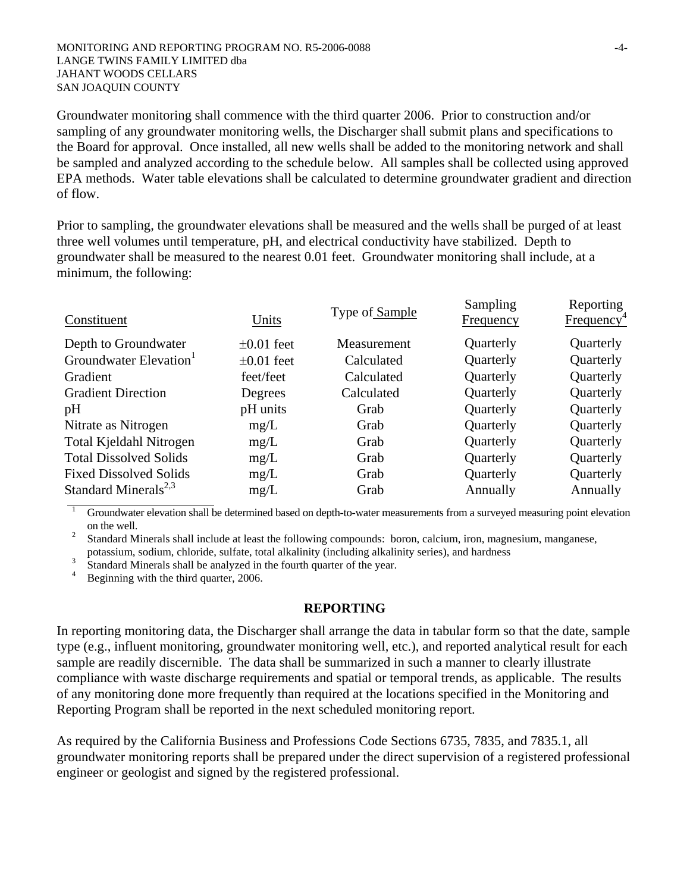Groundwater monitoring shall commence with the third quarter 2006. Prior to construction and/or sampling of any groundwater monitoring wells, the Discharger shall submit plans and specifications to the Board for approval. Once installed, all new wells shall be added to the monitoring network and shall be sampled and analyzed according to the schedule below. All samples shall be collected using approved EPA methods. Water table elevations shall be calculated to determine groundwater gradient and direction of flow.

Prior to sampling, the groundwater elevations shall be measured and the wells shall be purged of at least three well volumes until temperature, pH, and electrical conductivity have stabilized. Depth to groundwater shall be measured to the nearest 0.01 feet. Groundwater monitoring shall include, at a minimum, the following:

| Constituent | Units | Type of Sample | Sampling Frequency | Reporting Frequency[4] |
|---|---|---|---|---|
| Depth to Groundwater | ±0.01 feet | Measurement | Quarterly | Quarterly |
| Groundwater Elevation[1] | ±0.01 feet | Calculated | Quarterly | Quarterly |
| Gradient | feet/feet | Calculated | Quarterly | Quarterly |
| Gradient Direction | Degrees | Calculated | Quarterly | Quarterly |
| pH | pH units | Grab | Quarterly | Quarterly |
| Nitrate as Nitrogen | mg/L | Grab | Quarterly | Quarterly |
| Total Kjeldahl Nitrogen | mg/L | Grab | Quarterly | Quarterly |
| Total Dissolved Solids | mg/L | Grab | Quarterly | Quarterly |
| Fixed Dissolved Solids | mg/L | Grab | Quarterly | Quarterly |
| Standard Minerals[2,3] | mg/L | Grab | Annually | Annually |

[1] Groundwater elevation shall be determined based on depth-to-water measurements from a surveyed measuring point elevation on the well.

[2] Standard Minerals shall include at least the following compounds: boron, calcium, iron, magnesium, manganese, potassium, sodium, chloride, sulfate, total alkalinity (including alkalinity series), and hardness

[3] Standard Minerals shall be analyzed in the fourth quarter of the year.

[4] Beginning with the third quarter, 2006.

## REPORTING

In reporting monitoring data, the Discharger shall arrange the data in tabular form so that the date, sample type (e.g., influent monitoring, groundwater monitoring well, etc.), and reported analytical result for each sample are readily discernible. The data shall be summarized in such a manner to clearly illustrate compliance with waste discharge requirements and spatial or temporal trends, as applicable. The results of any monitoring done more frequently than required at the locations specified in the Monitoring and Reporting Program shall be reported in the next scheduled monitoring report.

As required by the California Business and Professions Code Sections 6735, 7835, and 7835.1, all groundwater monitoring reports shall be prepared under the direct supervision of a registered professional engineer or geologist and signed by the registered professional.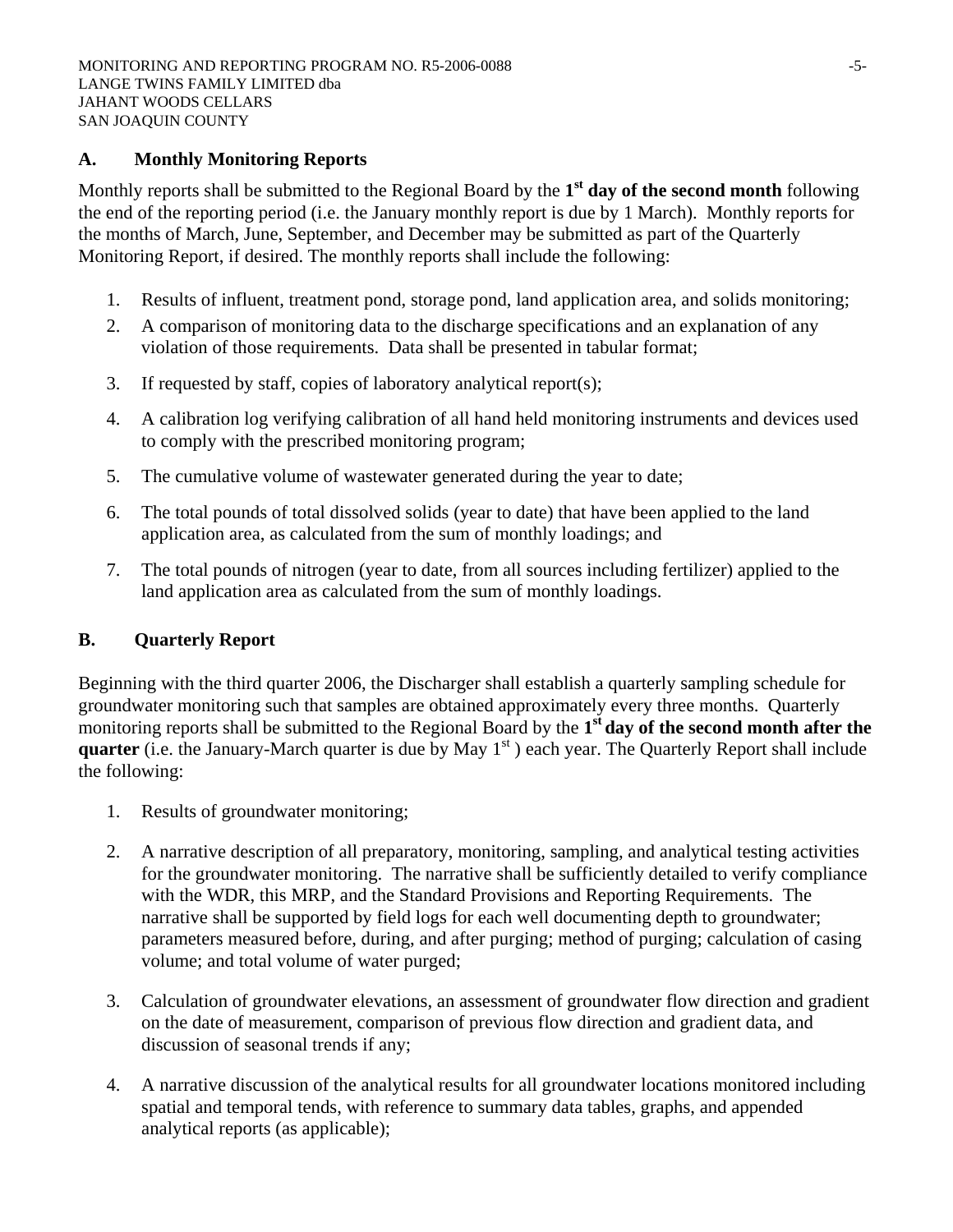## A. Monthly Monitoring Reports

Monthly reports shall be submitted to the Regional Board by the **1st day of the second month** following the end of the reporting period (i.e. the January monthly report is due by 1 March). Monthly reports for the months of March, June, September, and December may be submitted as part of the Quarterly Monitoring Report, if desired. The monthly reports shall include the following:

1. Results of influent, treatment pond, storage pond, land application area, and solids monitoring;
2. A comparison of monitoring data to the discharge specifications and an explanation of any violation of those requirements. Data shall be presented in tabular format;
3. If requested by staff, copies of laboratory analytical report(s);
4. A calibration log verifying calibration of all hand held monitoring instruments and devices used to comply with the prescribed monitoring program;
5. The cumulative volume of wastewater generated during the year to date;
6. The total pounds of total dissolved solids (year to date) that have been applied to the land application area, as calculated from the sum of monthly loadings; and
7. The total pounds of nitrogen (year to date, from all sources including fertilizer) applied to the land application area as calculated from the sum of monthly loadings.

## B. Quarterly Report

Beginning with the third quarter 2006, the Discharger shall establish a quarterly sampling schedule for groundwater monitoring such that samples are obtained approximately every three months. Quarterly monitoring reports shall be submitted to the Regional Board by the **1st day of the second month after the quarter** (i.e. the January-March quarter is due by May 1st ) each year. The Quarterly Report shall include the following:

1. Results of groundwater monitoring;
2. A narrative description of all preparatory, monitoring, sampling, and analytical testing activities for the groundwater monitoring. The narrative shall be sufficiently detailed to verify compliance with the WDR, this MRP, and the Standard Provisions and Reporting Requirements. The narrative shall be supported by field logs for each well documenting depth to groundwater; parameters measured before, during, and after purging; method of purging; calculation of casing volume; and total volume of water purged;
3. Calculation of groundwater elevations, an assessment of groundwater flow direction and gradient on the date of measurement, comparison of previous flow direction and gradient data, and discussion of seasonal trends if any;
4. A narrative discussion of the analytical results for all groundwater locations monitored including spatial and temporal tends, with reference to summary data tables, graphs, and appended analytical reports (as applicable);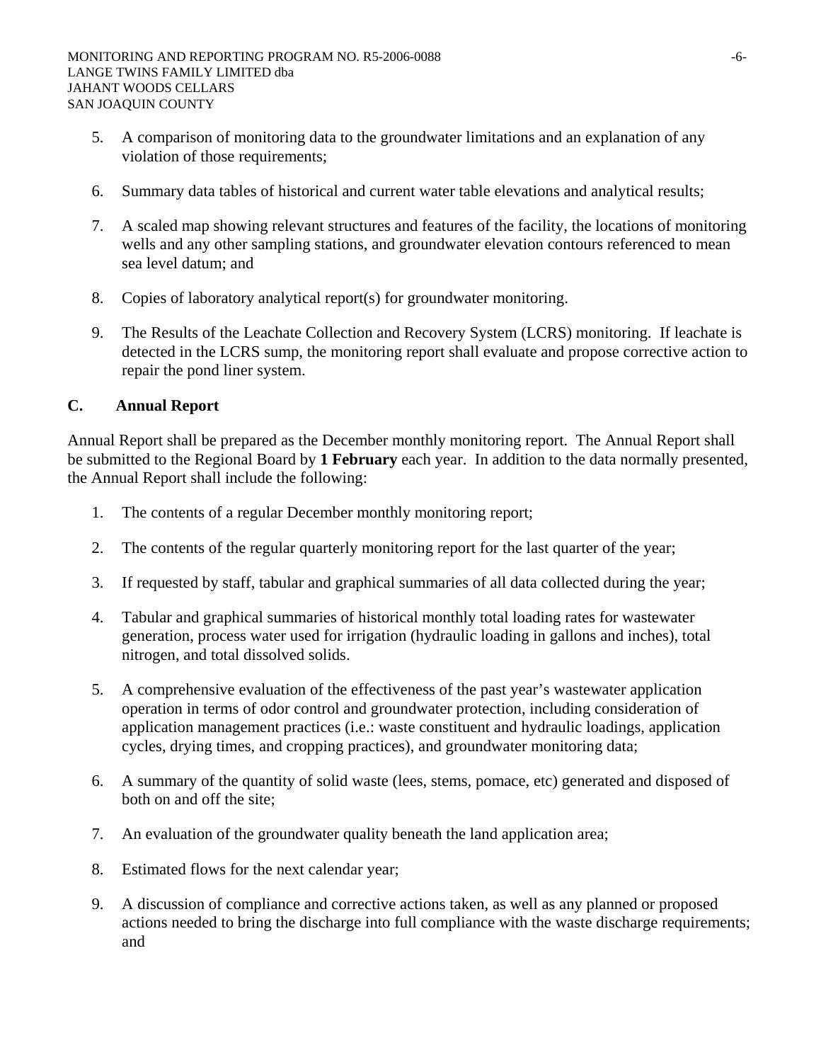5. A comparison of monitoring data to the groundwater limitations and an explanation of any violation of those requirements;

6. Summary data tables of historical and current water table elevations and analytical results;

7. A scaled map showing relevant structures and features of the facility, the locations of monitoring wells and any other sampling stations, and groundwater elevation contours referenced to mean sea level datum; and

8. Copies of laboratory analytical report(s) for groundwater monitoring.

9. The Results of the Leachate Collection and Recovery System (LCRS) monitoring. If leachate is detected in the LCRS sump, the monitoring report shall evaluate and propose corrective action to repair the pond liner system.

## C. Annual Report

Annual Report shall be prepared as the December monthly monitoring report. The Annual Report shall be submitted to the Regional Board by **1 February** each year. In addition to the data normally presented, the Annual Report shall include the following:

1. The contents of a regular December monthly monitoring report;

2. The contents of the regular quarterly monitoring report for the last quarter of the year;

3. If requested by staff, tabular and graphical summaries of all data collected during the year;

4. Tabular and graphical summaries of historical monthly total loading rates for wastewater generation, process water used for irrigation (hydraulic loading in gallons and inches), total nitrogen, and total dissolved solids.

5. A comprehensive evaluation of the effectiveness of the past year's wastewater application operation in terms of odor control and groundwater protection, including consideration of application management practices (i.e.: waste constituent and hydraulic loadings, application cycles, drying times, and cropping practices), and groundwater monitoring data;

6. A summary of the quantity of solid waste (lees, stems, pomace, etc) generated and disposed of both on and off the site;

7. An evaluation of the groundwater quality beneath the land application area;

8. Estimated flows for the next calendar year;

9. A discussion of compliance and corrective actions taken, as well as any planned or proposed actions needed to bring the discharge into full compliance with the waste discharge requirements; and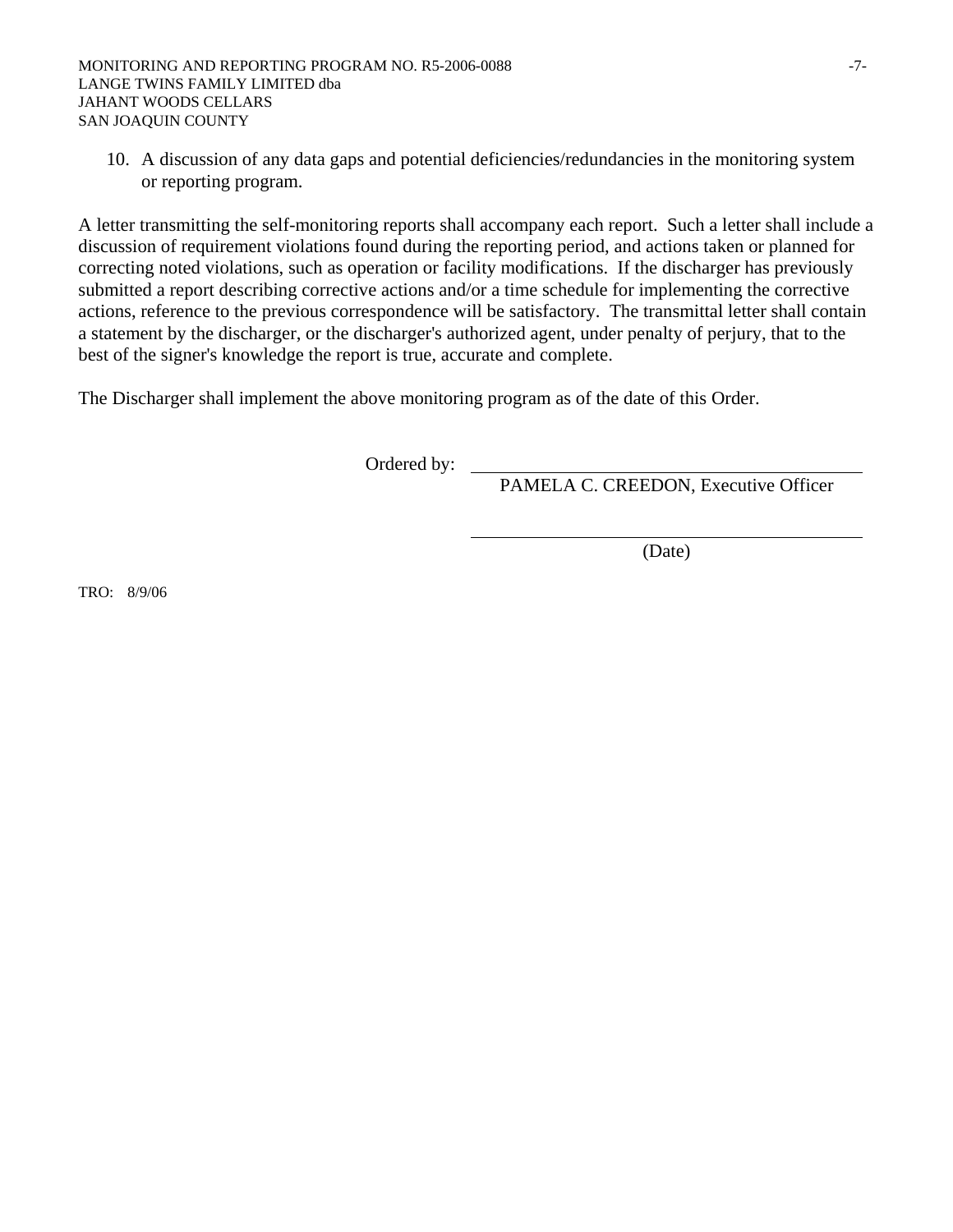10. A discussion of any data gaps and potential deficiencies/redundancies in the monitoring system or reporting program.

A letter transmitting the self-monitoring reports shall accompany each report. Such a letter shall include a discussion of requirement violations found during the reporting period, and actions taken or planned for correcting noted violations, such as operation or facility modifications. If the discharger has previously submitted a report describing corrective actions and/or a time schedule for implementing the corrective actions, reference to the previous correspondence will be satisfactory. The transmittal letter shall contain a statement by the discharger, or the discharger's authorized agent, under penalty of perjury, that to the best of the signer's knowledge the report is true, accurate and complete.

The Discharger shall implement the above monitoring program as of the date of this Order.

Ordered by: ______________________________
PAMELA C. CREEDON, Executive Officer

______________________________
(Date)

TRO: 8/9/06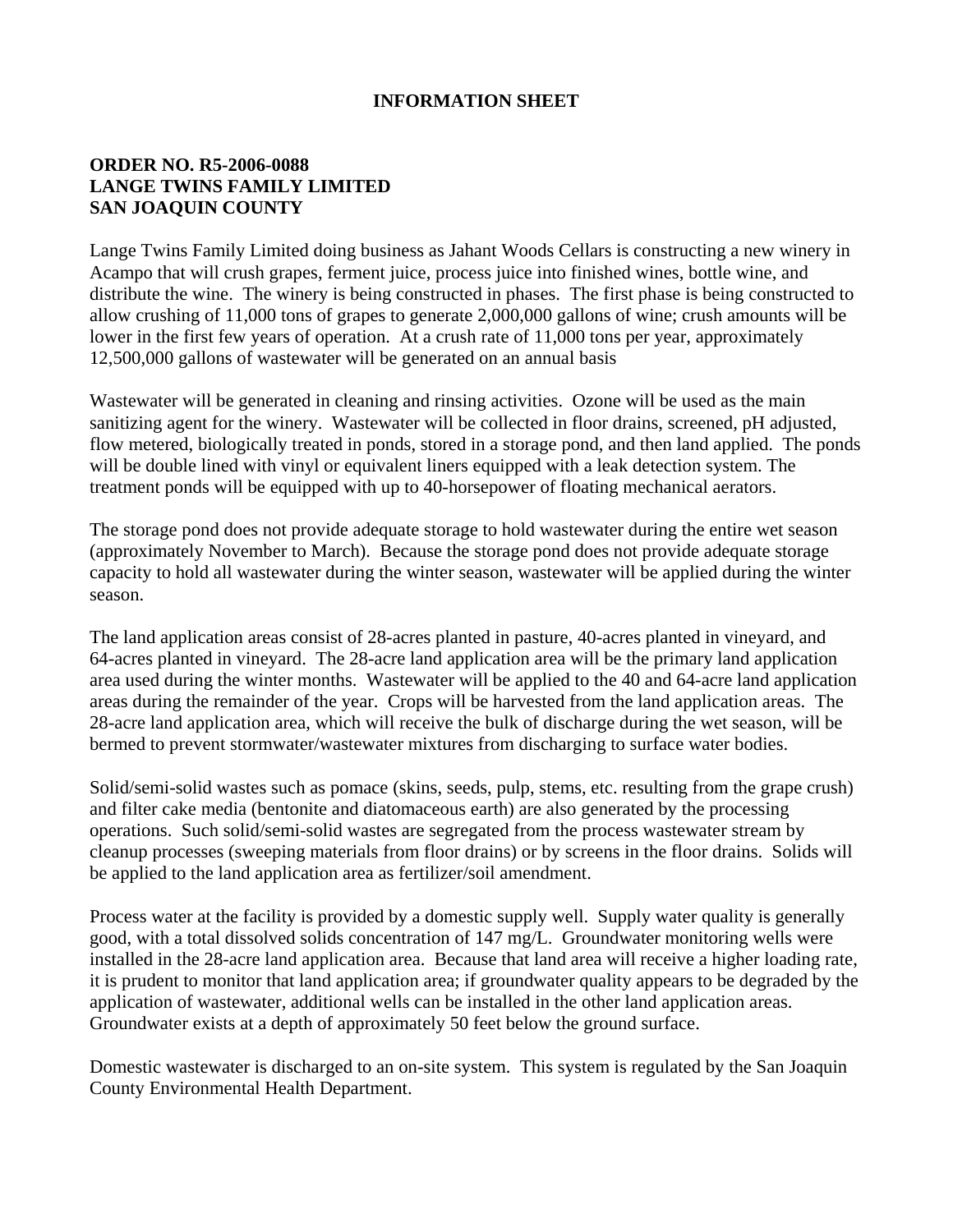# INFORMATION SHEET

**ORDER NO. R5-2006-0088**
**LANGE TWINS FAMILY LIMITED**
**SAN JOAQUIN COUNTY**

Lange Twins Family Limited doing business as Jahant Woods Cellars is constructing a new winery in Acampo that will crush grapes, ferment juice, process juice into finished wines, bottle wine, and distribute the wine. The winery is being constructed in phases. The first phase is being constructed to allow crushing of 11,000 tons of grapes to generate 2,000,000 gallons of wine; crush amounts will be lower in the first few years of operation. At a crush rate of 11,000 tons per year, approximately 12,500,000 gallons of wastewater will be generated on an annual basis

Wastewater will be generated in cleaning and rinsing activities. Ozone will be used as the main sanitizing agent for the winery. Wastewater will be collected in floor drains, screened, pH adjusted, flow metered, biologically treated in ponds, stored in a storage pond, and then land applied. The ponds will be double lined with vinyl or equivalent liners equipped with a leak detection system. The treatment ponds will be equipped with up to 40-horsepower of floating mechanical aerators.

The storage pond does not provide adequate storage to hold wastewater during the entire wet season (approximately November to March). Because the storage pond does not provide adequate storage capacity to hold all wastewater during the winter season, wastewater will be applied during the winter season.

The land application areas consist of 28-acres planted in pasture, 40-acres planted in vineyard, and 64-acres planted in vineyard. The 28-acre land application area will be the primary land application area used during the winter months. Wastewater will be applied to the 40 and 64-acre land application areas during the remainder of the year. Crops will be harvested from the land application areas. The 28-acre land application area, which will receive the bulk of discharge during the wet season, will be bermed to prevent stormwater/wastewater mixtures from discharging to surface water bodies.

Solid/semi-solid wastes such as pomace (skins, seeds, pulp, stems, etc. resulting from the grape crush) and filter cake media (bentonite and diatomaceous earth) are also generated by the processing operations. Such solid/semi-solid wastes are segregated from the process wastewater stream by cleanup processes (sweeping materials from floor drains) or by screens in the floor drains. Solids will be applied to the land application area as fertilizer/soil amendment.

Process water at the facility is provided by a domestic supply well. Supply water quality is generally good, with a total dissolved solids concentration of 147 mg/L. Groundwater monitoring wells were installed in the 28-acre land application area. Because that land area will receive a higher loading rate, it is prudent to monitor that land application area; if groundwater quality appears to be degraded by the application of wastewater, additional wells can be installed in the other land application areas. Groundwater exists at a depth of approximately 50 feet below the ground surface.

Domestic wastewater is discharged to an on-site system. This system is regulated by the San Joaquin County Environmental Health Department.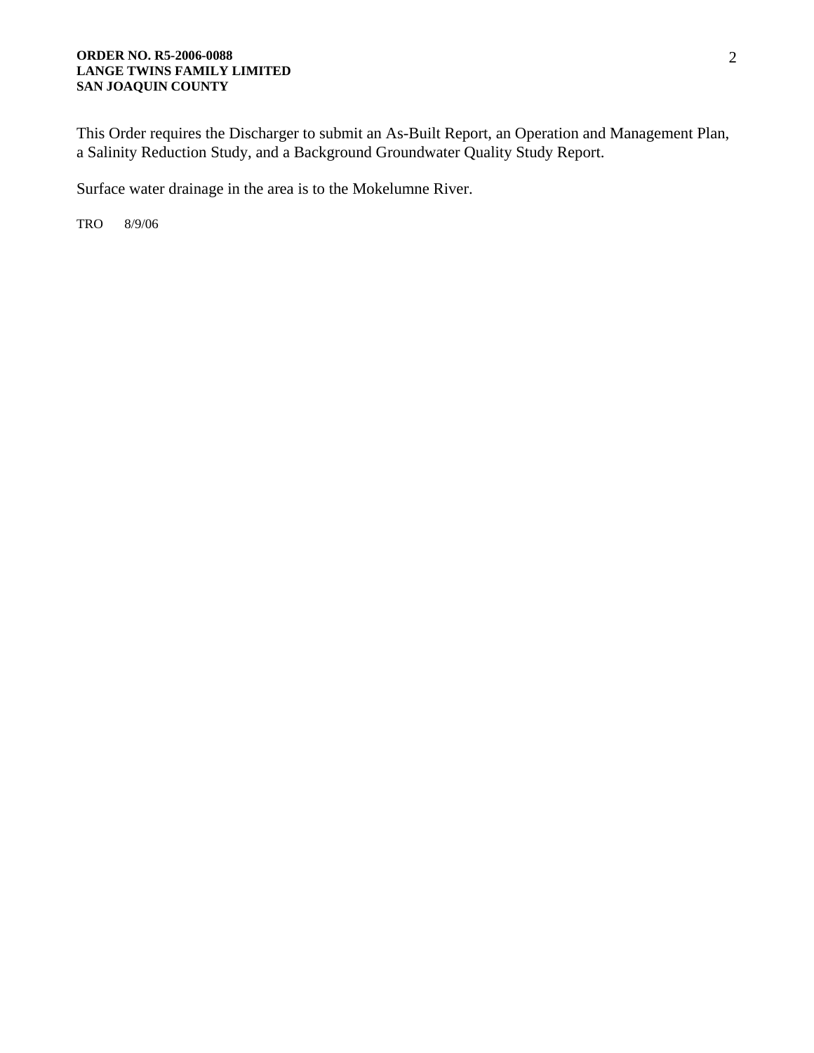This Order requires the Discharger to submit an As-Built Report, an Operation and Management Plan, a Salinity Reduction Study, and a Background Groundwater Quality Study Report.

Surface water drainage in the area is to the Mokelumne River.

TRO 8/9/06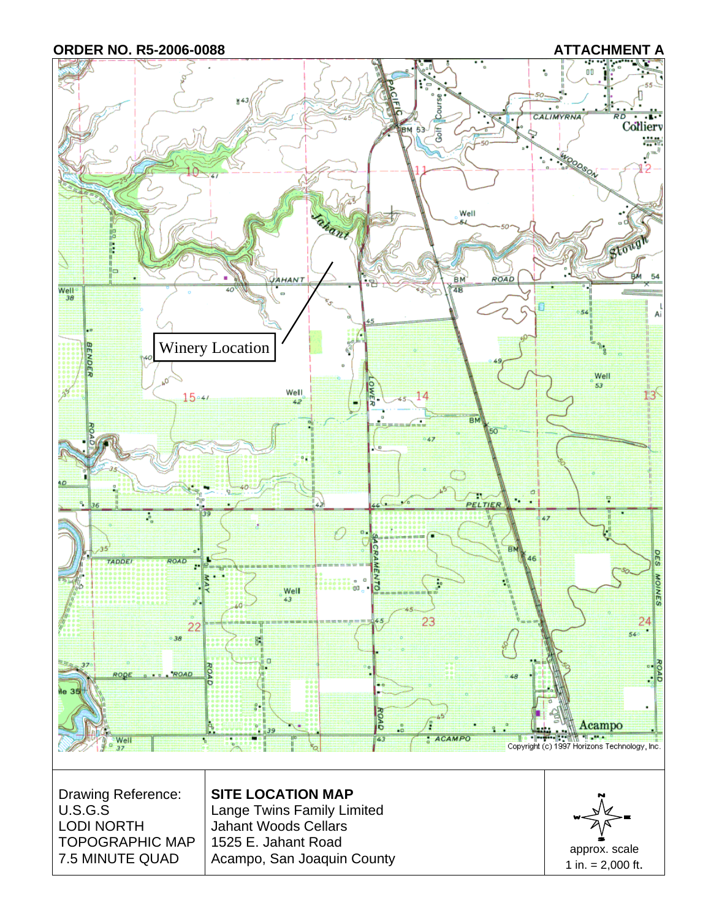**ORDER NO. R5-2006-0088** **ATTACHMENT A**

Winery Location

Copyright (c) 1997 Horizons Technology, Inc.

| Drawing Reference: U.S.G.S LODI NORTH TOPOGRAPHIC MAP 7.5 MINUTE QUAD | **SITE LOCATION MAP** Lange Twins Family Limited Jahant Woods Cellars 1525 E. Jahant Road Acampo, San Joaquin County | approx. scale 1 in. = 2,000 ft. |
|---|---|---|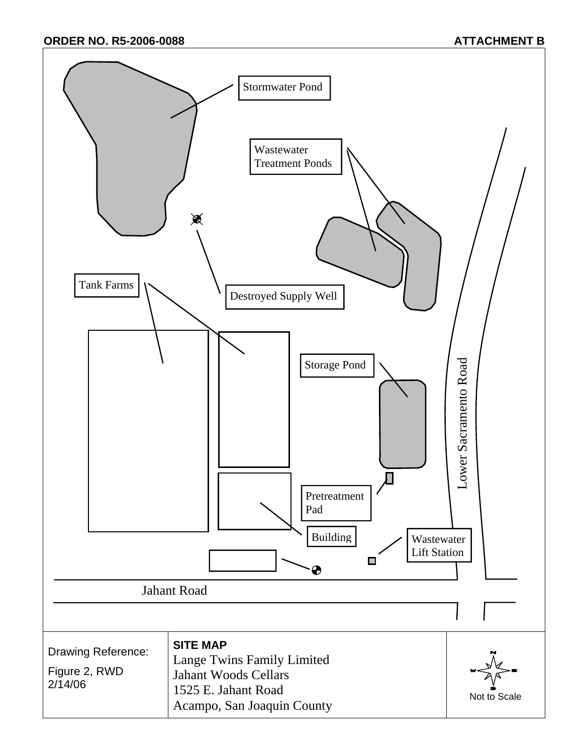**ORDER NO. R5-2006-0088** **ATTACHMENT B**

Stormwater Pond

Wastewater Treatment Ponds

Destroyed Supply Well

Tank Farms

Storage Pond

Lower Sacramento Road

Pretreatment Pad

Building

Wastewater Lift Station

Jahant Road

| Drawing Reference: Figure 2, RWD 2/14/06 | **SITE MAP** Lange Twins Family Limited Jahant Woods Cellars 1525 E. Jahant Road Acampo, San Joaquin County | N W E S Not to Scale |
|---|---|---|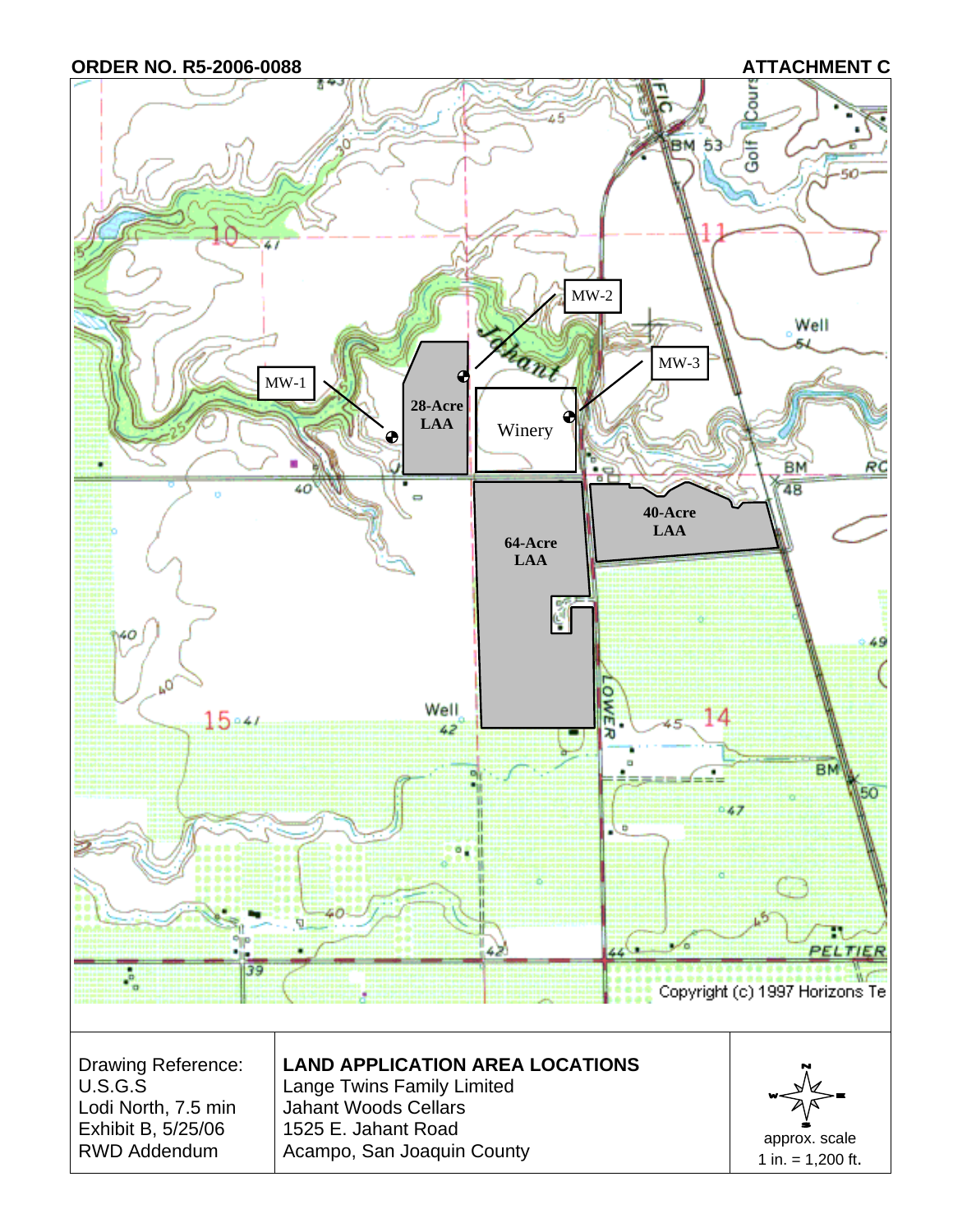**ORDER NO. R5-2006-0088** | **ATTACHMENT C**

MW-1

MW-2

MW-3

28-Acre LAA

Winery

64-Acre LAA

40-Acre LAA

Copyright (c) 1997 Horizons Te

| | | |
|---|---|---|
| Drawing Reference: U.S.G.S Lodi North, 7.5 min Exhibit B, 5/25/06 RWD Addendum | **LAND APPLICATION AREA LOCATIONS** Lange Twins Family Limited Jahant Woods Cellars 1525 E. Jahant Road Acampo, San Joaquin County | approx. scale 1 in. = 1,200 ft. |